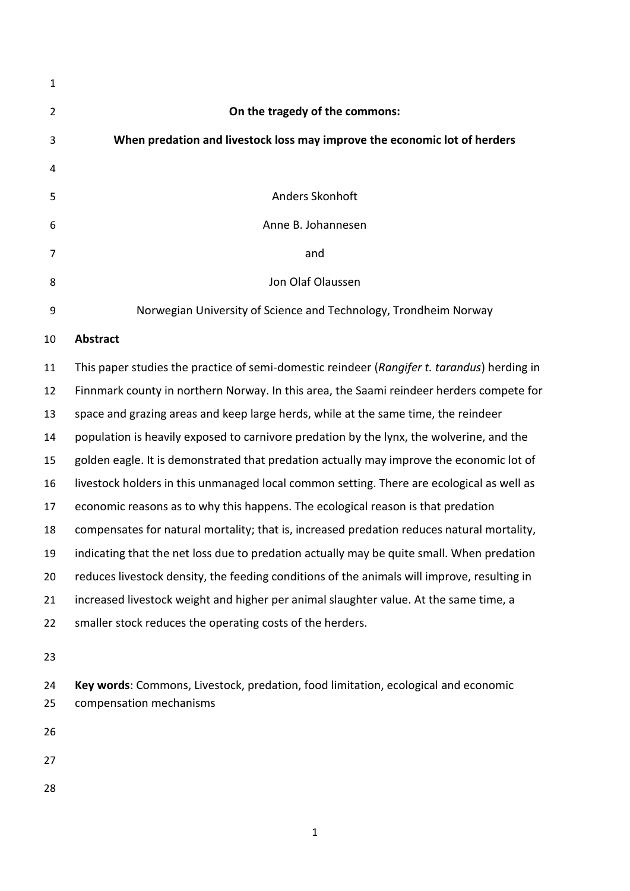# On the tragedy of the commons:

# When predation and livestock loss may improve the economic lot of herders

Anders Skonhoft

Anne B. Johannesen

and

Jon Olaf Olaussen

Norwegian University of Science and Technology, Trondheim Norway

**Abstract**

This paper studies the practice of semi-domestic reindeer (*Rangifer t. tarandus*) herding in Finnmark county in northern Norway. In this area, the Saami reindeer herders compete for space and grazing areas and keep large herds, while at the same time, the reindeer population is heavily exposed to carnivore predation by the lynx, the wolverine, and the golden eagle. It is demonstrated that predation actually may improve the economic lot of livestock holders in this unmanaged local common setting. There are ecological as well as economic reasons as to why this happens. The ecological reason is that predation compensates for natural mortality; that is, increased predation reduces natural mortality, indicating that the net loss due to predation actually may be quite small. When predation reduces livestock density, the feeding conditions of the animals will improve, resulting in increased livestock weight and higher per animal slaughter value. At the same time, a smaller stock reduces the operating costs of the herders.

**Key words**: Commons, Livestock, predation, food limitation, ecological and economic compensation mechanisms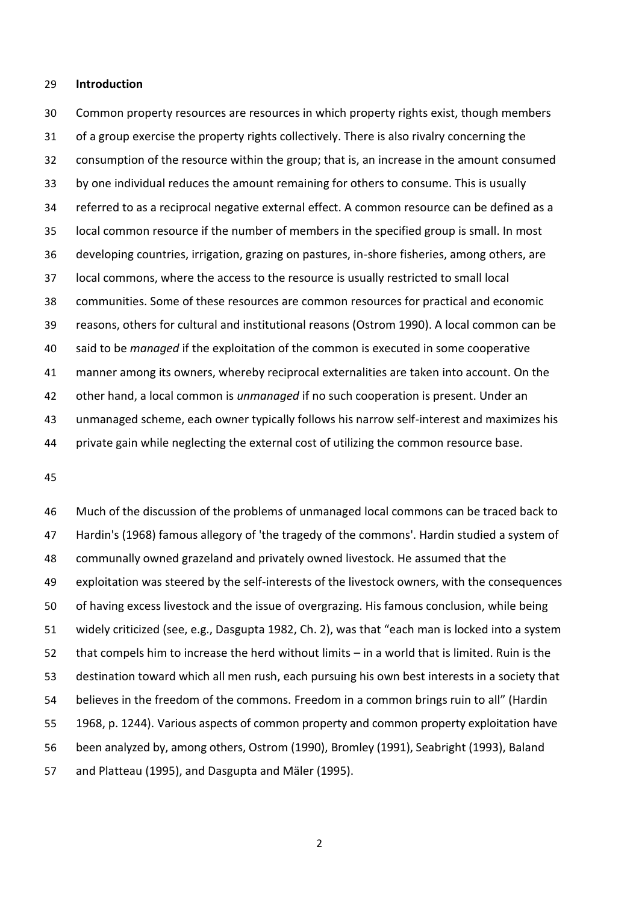## Introduction

Common property resources are resources in which property rights exist, though members of a group exercise the property rights collectively. There is also rivalry concerning the consumption of the resource within the group; that is, an increase in the amount consumed by one individual reduces the amount remaining for others to consume. This is usually referred to as a reciprocal negative external effect. A common resource can be defined as a local common resource if the number of members in the specified group is small. In most developing countries, irrigation, grazing on pastures, in-shore fisheries, among others, are local commons, where the access to the resource is usually restricted to small local communities. Some of these resources are common resources for practical and economic reasons, others for cultural and institutional reasons (Ostrom 1990). A local common can be said to be *managed* if the exploitation of the common is executed in some cooperative manner among its owners, whereby reciprocal externalities are taken into account. On the other hand, a local common is *unmanaged* if no such cooperation is present. Under an unmanaged scheme, each owner typically follows his narrow self-interest and maximizes his private gain while neglecting the external cost of utilizing the common resource base.

Much of the discussion of the problems of unmanaged local commons can be traced back to Hardin's (1968) famous allegory of 'the tragedy of the commons'. Hardin studied a system of communally owned grazeland and privately owned livestock. He assumed that the exploitation was steered by the self-interests of the livestock owners, with the consequences of having excess livestock and the issue of overgrazing. His famous conclusion, while being widely criticized (see, e.g., Dasgupta 1982, Ch. 2), was that "each man is locked into a system that compels him to increase the herd without limits – in a world that is limited. Ruin is the destination toward which all men rush, each pursuing his own best interests in a society that believes in the freedom of the commons. Freedom in a common brings ruin to all" (Hardin 1968, p. 1244). Various aspects of common property and common property exploitation have been analyzed by, among others, Ostrom (1990), Bromley (1991), Seabright (1993), Baland and Platteau (1995), and Dasgupta and Mäler (1995).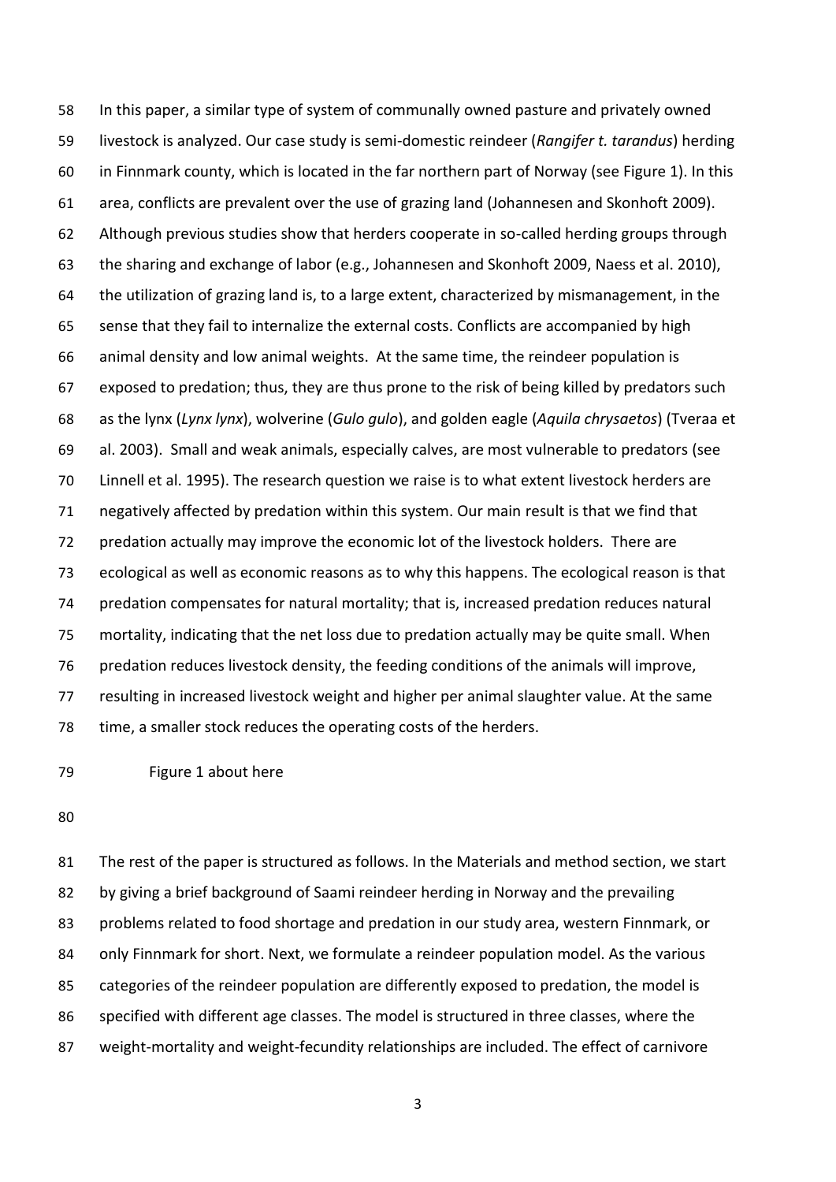In this paper, a similar type of system of communally owned pasture and privately owned livestock is analyzed. Our case study is semi-domestic reindeer (*Rangifer t. tarandus*) herding in Finnmark county, which is located in the far northern part of Norway (see Figure 1). In this area, conflicts are prevalent over the use of grazing land (Johannesen and Skonhoft 2009). Although previous studies show that herders cooperate in so-called herding groups through the sharing and exchange of labor (e.g., Johannesen and Skonhoft 2009, Naess et al. 2010), the utilization of grazing land is, to a large extent, characterized by mismanagement, in the sense that they fail to internalize the external costs. Conflicts are accompanied by high animal density and low animal weights. At the same time, the reindeer population is exposed to predation; thus, they are thus prone to the risk of being killed by predators such as the lynx (*Lynx lynx*), wolverine (*Gulo gulo*), and golden eagle (*Aquila chrysaetos*) (Tveraa et al. 2003). Small and weak animals, especially calves, are most vulnerable to predators (see Linnell et al. 1995). The research question we raise is to what extent livestock herders are negatively affected by predation within this system. Our main result is that we find that predation actually may improve the economic lot of the livestock holders. There are ecological as well as economic reasons as to why this happens. The ecological reason is that predation compensates for natural mortality; that is, increased predation reduces natural mortality, indicating that the net loss due to predation actually may be quite small. When predation reduces livestock density, the feeding conditions of the animals will improve, resulting in increased livestock weight and higher per animal slaughter value. At the same time, a smaller stock reduces the operating costs of the herders.

Figure 1 about here

The rest of the paper is structured as follows. In the Materials and method section, we start by giving a brief background of Saami reindeer herding in Norway and the prevailing problems related to food shortage and predation in our study area, western Finnmark, or only Finnmark for short. Next, we formulate a reindeer population model. As the various categories of the reindeer population are differently exposed to predation, the model is specified with different age classes. The model is structured in three classes, where the weight-mortality and weight-fecundity relationships are included. The effect of carnivore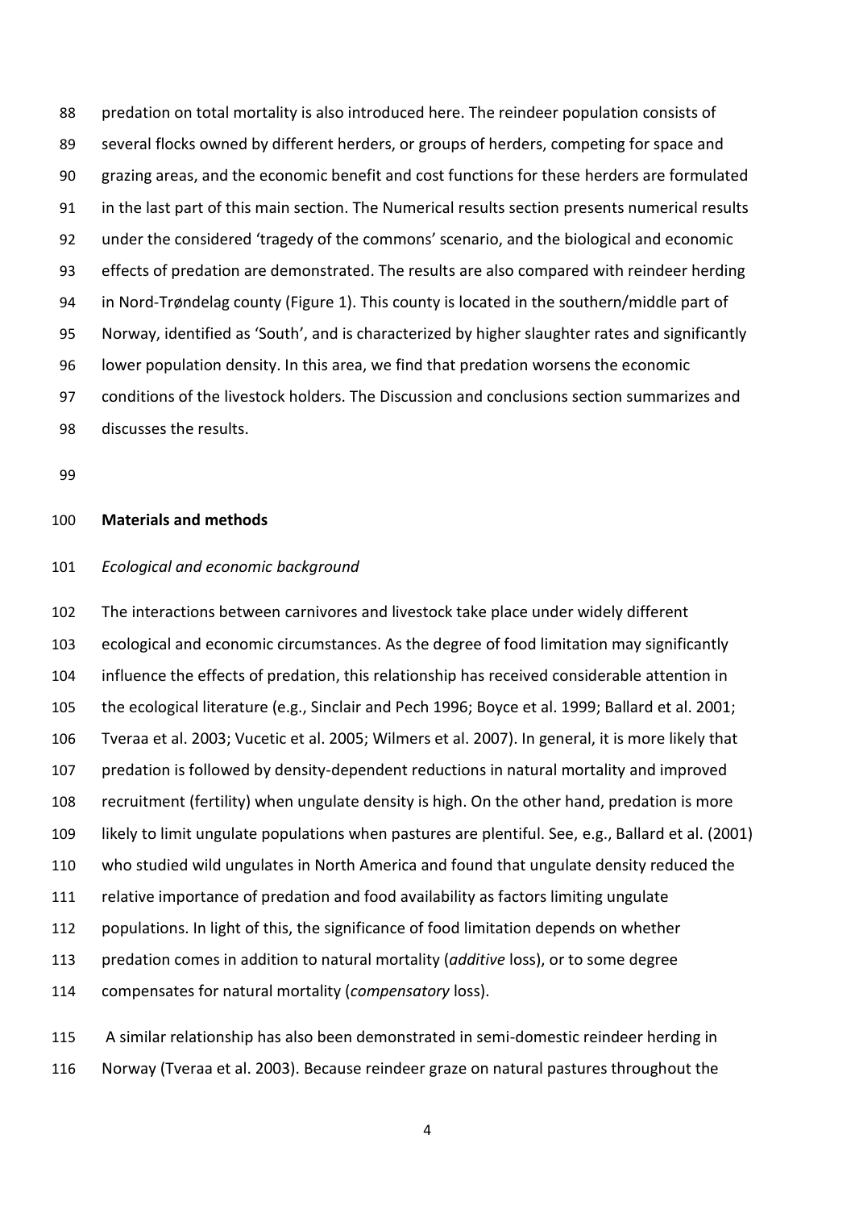predation on total mortality is also introduced here. The reindeer population consists of several flocks owned by different herders, or groups of herders, competing for space and grazing areas, and the economic benefit and cost functions for these herders are formulated in the last part of this main section. The Numerical results section presents numerical results under the considered 'tragedy of the commons' scenario, and the biological and economic effects of predation are demonstrated. The results are also compared with reindeer herding in Nord-Trøndelag county (Figure 1). This county is located in the southern/middle part of Norway, identified as 'South', and is characterized by higher slaughter rates and significantly lower population density. In this area, we find that predation worsens the economic conditions of the livestock holders. The Discussion and conclusions section summarizes and discusses the results.

## Materials and methods

### *Ecological and economic background*

The interactions between carnivores and livestock take place under widely different ecological and economic circumstances. As the degree of food limitation may significantly influence the effects of predation, this relationship has received considerable attention in the ecological literature (e.g., Sinclair and Pech 1996; Boyce et al. 1999; Ballard et al. 2001; Tveraa et al. 2003; Vucetic et al. 2005; Wilmers et al. 2007). In general, it is more likely that predation is followed by density-dependent reductions in natural mortality and improved recruitment (fertility) when ungulate density is high. On the other hand, predation is more likely to limit ungulate populations when pastures are plentiful. See, e.g., Ballard et al. (2001) who studied wild ungulates in North America and found that ungulate density reduced the relative importance of predation and food availability as factors limiting ungulate populations. In light of this, the significance of food limitation depends on whether predation comes in addition to natural mortality (*additive* loss), or to some degree compensates for natural mortality (*compensatory* loss).

A similar relationship has also been demonstrated in semi-domestic reindeer herding in Norway (Tveraa et al. 2003). Because reindeer graze on natural pastures throughout the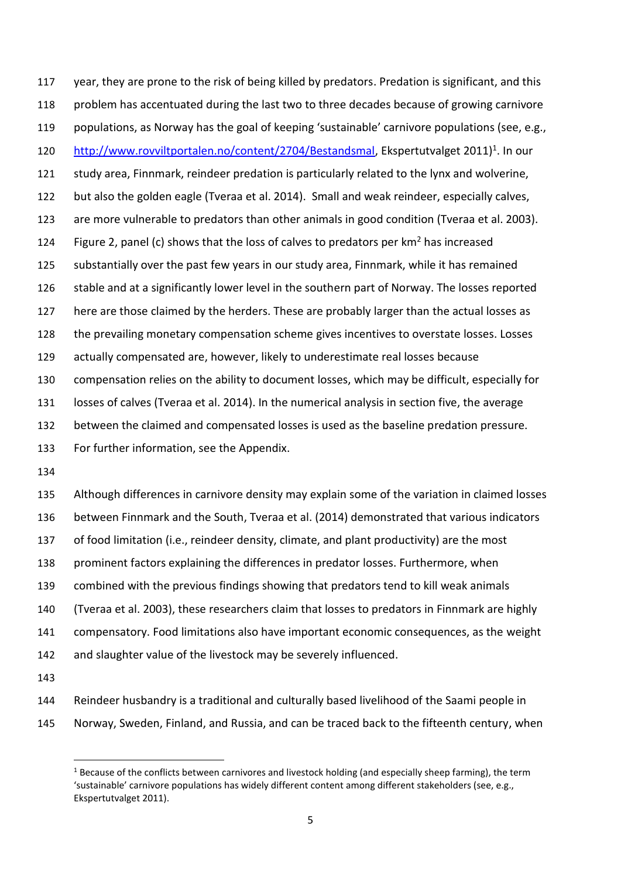year, they are prone to the risk of being killed by predators. Predation is significant, and this problem has accentuated during the last two to three decades because of growing carnivore populations, as Norway has the goal of keeping 'sustainable' carnivore populations (see, e.g., http://www.rovviltportalen.no/content/2704/Bestandsmal, Ekspertutvalget 2011)[1]. In our study area, Finnmark, reindeer predation is particularly related to the lynx and wolverine, but also the golden eagle (Tveraa et al. 2014). Small and weak reindeer, especially calves, are more vulnerable to predators than other animals in good condition (Tveraa et al. 2003). Figure 2, panel (c) shows that the loss of calves to predators per km$^2$ has increased substantially over the past few years in our study area, Finnmark, while it has remained stable and at a significantly lower level in the southern part of Norway. The losses reported here are those claimed by the herders. These are probably larger than the actual losses as the prevailing monetary compensation scheme gives incentives to overstate losses. Losses actually compensated are, however, likely to underestimate real losses because compensation relies on the ability to document losses, which may be difficult, especially for losses of calves (Tveraa et al. 2014). In the numerical analysis in section five, the average between the claimed and compensated losses is used as the baseline predation pressure. For further information, see the Appendix.

Although differences in carnivore density may explain some of the variation in claimed losses between Finnmark and the South, Tveraa et al. (2014) demonstrated that various indicators of food limitation (i.e., reindeer density, climate, and plant productivity) are the most prominent factors explaining the differences in predator losses. Furthermore, when combined with the previous findings showing that predators tend to kill weak animals (Tveraa et al. 2003), these researchers claim that losses to predators in Finnmark are highly compensatory. Food limitations also have important economic consequences, as the weight and slaughter value of the livestock may be severely influenced.

Reindeer husbandry is a traditional and culturally based livelihood of the Saami people in Norway, Sweden, Finland, and Russia, and can be traced back to the fifteenth century, when

[1] Because of the conflicts between carnivores and livestock holding (and especially sheep farming), the term 'sustainable' carnivore populations has widely different content among different stakeholders (see, e.g., Ekspertutvalget 2011).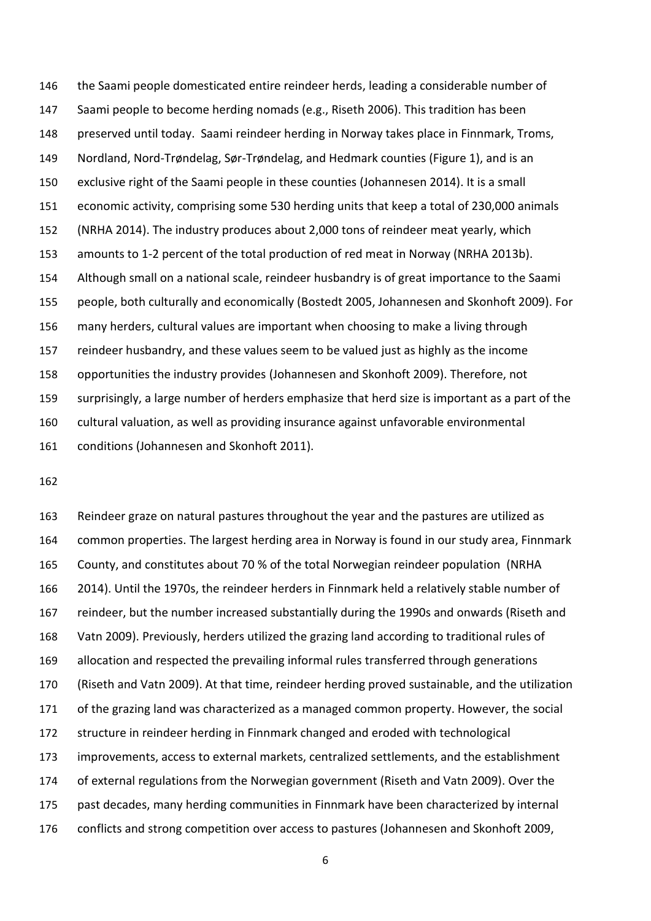the Saami people domesticated entire reindeer herds, leading a considerable number of Saami people to become herding nomads (e.g., Riseth 2006). This tradition has been preserved until today. Saami reindeer herding in Norway takes place in Finnmark, Troms, Nordland, Nord-Trøndelag, Sør-Trøndelag, and Hedmark counties (Figure 1), and is an exclusive right of the Saami people in these counties (Johannesen 2014). It is a small economic activity, comprising some 530 herding units that keep a total of 230,000 animals (NRHA 2014). The industry produces about 2,000 tons of reindeer meat yearly, which amounts to 1-2 percent of the total production of red meat in Norway (NRHA 2013b). Although small on a national scale, reindeer husbandry is of great importance to the Saami people, both culturally and economically (Bostedt 2005, Johannesen and Skonhoft 2009). For many herders, cultural values are important when choosing to make a living through reindeer husbandry, and these values seem to be valued just as highly as the income opportunities the industry provides (Johannesen and Skonhoft 2009). Therefore, not surprisingly, a large number of herders emphasize that herd size is important as a part of the cultural valuation, as well as providing insurance against unfavorable environmental conditions (Johannesen and Skonhoft 2011).

Reindeer graze on natural pastures throughout the year and the pastures are utilized as common properties. The largest herding area in Norway is found in our study area, Finnmark County, and constitutes about 70 % of the total Norwegian reindeer population (NRHA 2014). Until the 1970s, the reindeer herders in Finnmark held a relatively stable number of reindeer, but the number increased substantially during the 1990s and onwards (Riseth and Vatn 2009). Previously, herders utilized the grazing land according to traditional rules of allocation and respected the prevailing informal rules transferred through generations (Riseth and Vatn 2009). At that time, reindeer herding proved sustainable, and the utilization of the grazing land was characterized as a managed common property. However, the social structure in reindeer herding in Finnmark changed and eroded with technological improvements, access to external markets, centralized settlements, and the establishment of external regulations from the Norwegian government (Riseth and Vatn 2009). Over the past decades, many herding communities in Finnmark have been characterized by internal conflicts and strong competition over access to pastures (Johannesen and Skonhoft 2009,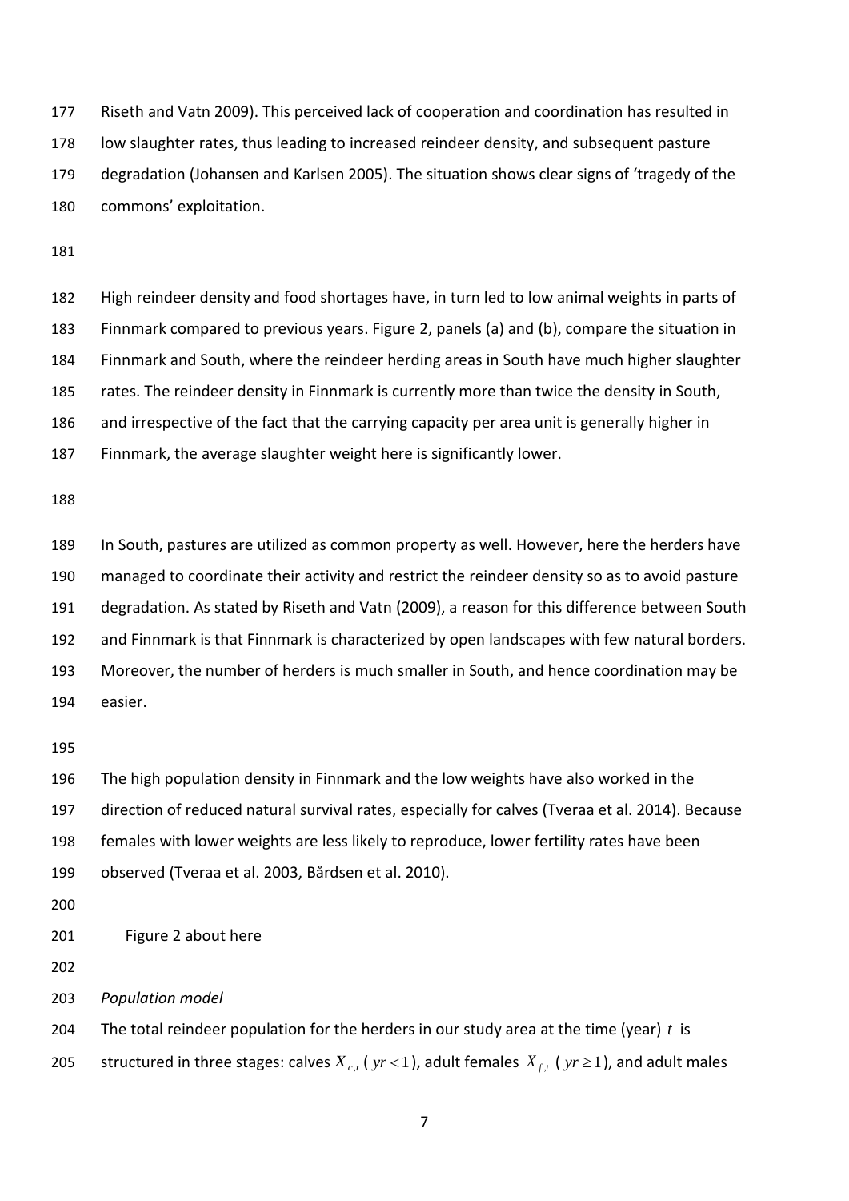Riseth and Vatn 2009). This perceived lack of cooperation and coordination has resulted in low slaughter rates, thus leading to increased reindeer density, and subsequent pasture degradation (Johansen and Karlsen 2005). The situation shows clear signs of 'tragedy of the commons' exploitation.

High reindeer density and food shortages have, in turn led to low animal weights in parts of Finnmark compared to previous years. Figure 2, panels (a) and (b), compare the situation in Finnmark and South, where the reindeer herding areas in South have much higher slaughter rates. The reindeer density in Finnmark is currently more than twice the density in South, and irrespective of the fact that the carrying capacity per area unit is generally higher in Finnmark, the average slaughter weight here is significantly lower.

In South, pastures are utilized as common property as well. However, here the herders have managed to coordinate their activity and restrict the reindeer density so as to avoid pasture degradation. As stated by Riseth and Vatn (2009), a reason for this difference between South and Finnmark is that Finnmark is characterized by open landscapes with few natural borders. Moreover, the number of herders is much smaller in South, and hence coordination may be easier.

The high population density in Finnmark and the low weights have also worked in the direction of reduced natural survival rates, especially for calves (Tveraa et al. 2014). Because females with lower weights are less likely to reproduce, lower fertility rates have been observed (Tveraa et al. 2003, Bårdsen et al. 2010).

Figure 2 about here

*Population model*

The total reindeer population for the herders in our study area at the time (year) $t$ is structured in three stages: calves $X_{c,t}$ ($yr < 1$), adult females $X_{f,t}$ ($yr \geq 1$), and adult males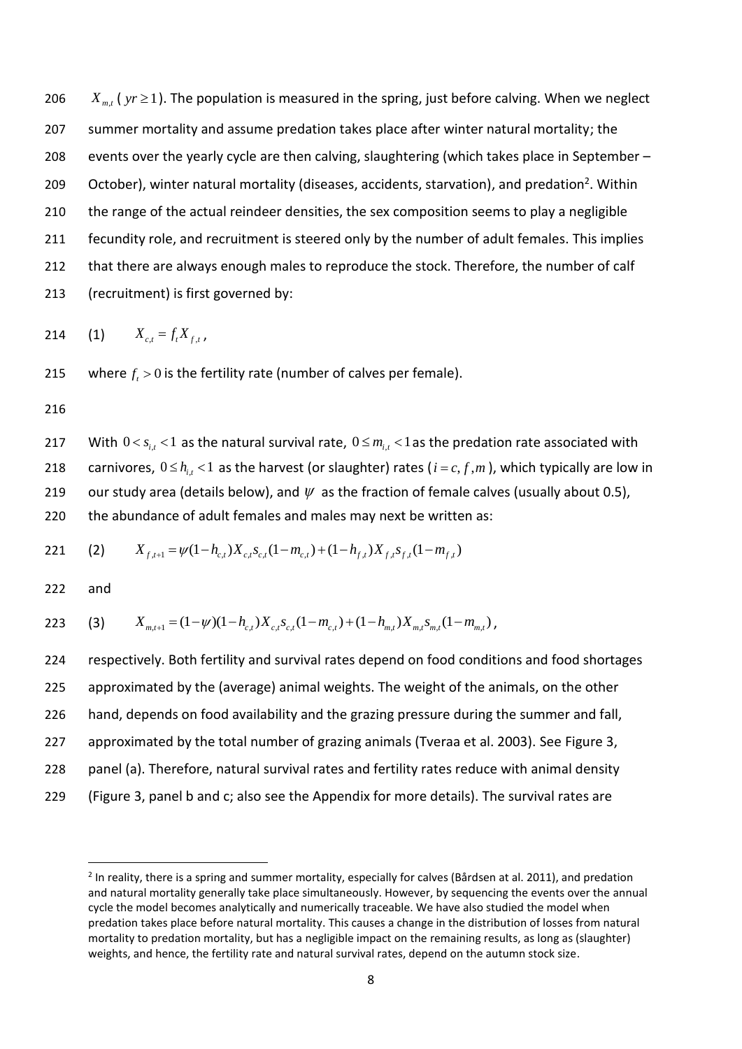$X_{m,t}$ ( $yr \geq 1$). The population is measured in the spring, just before calving. When we neglect summer mortality and assume predation takes place after winter natural mortality; the events over the yearly cycle are then calving, slaughtering (which takes place in September – October), winter natural mortality (diseases, accidents, starvation), and predation[2]. Within the range of the actual reindeer densities, the sex composition seems to play a negligible fecundity role, and recruitment is steered only by the number of adult females. This implies that there are always enough males to reproduce the stock. Therefore, the number of calf (recruitment) is first governed by:

$$X_{c,t} = f_t X_{f,t}, \quad (1)$$

where $f_t > 0$ is the fertility rate (number of calves per female).

With $0 < s_{i,t} < 1$ as the natural survival rate, $0 \leq m_{i,t} < 1$ as the predation rate associated with carnivores, $0 \leq h_{i,t} < 1$ as the harvest (or slaughter) rates ($i = c, f, m$), which typically are low in our study area (details below), and $\psi$ as the fraction of female calves (usually about 0.5), the abundance of adult females and males may next be written as:

$$X_{f,t+1} = \psi(1-h_{c,t})X_{c,t}s_{c,t}(1-m_{c,t}) + (1-h_{f,t})X_{f,t}s_{f,t}(1-m_{f,t}) \quad (2)$$

and

$$X_{m,t+1} = (1-\psi)(1-h_{c,t})X_{c,t}s_{c,t}(1-m_{c,t}) + (1-h_{m,t})X_{m,t}s_{m,t}(1-m_{m,t}), \quad (3)$$

respectively. Both fertility and survival rates depend on food conditions and food shortages approximated by the (average) animal weights. The weight of the animals, on the other hand, depends on food availability and the grazing pressure during the summer and fall, approximated by the total number of grazing animals (Tveraa et al. 2003). See Figure 3, panel (a). Therefore, natural survival rates and fertility rates reduce with animal density (Figure 3, panel b and c; also see the Appendix for more details). The survival rates are

[2] In reality, there is a spring and summer mortality, especially for calves (Bårdsen at al. 2011), and predation and natural mortality generally take place simultaneously. However, by sequencing the events over the annual cycle the model becomes analytically and numerically traceable. We have also studied the model when predation takes place before natural mortality. This causes a change in the distribution of losses from natural mortality to predation mortality, but has a negligible impact on the remaining results, as long as (slaughter) weights, and hence, the fertility rate and natural survival rates, depend on the autumn stock size.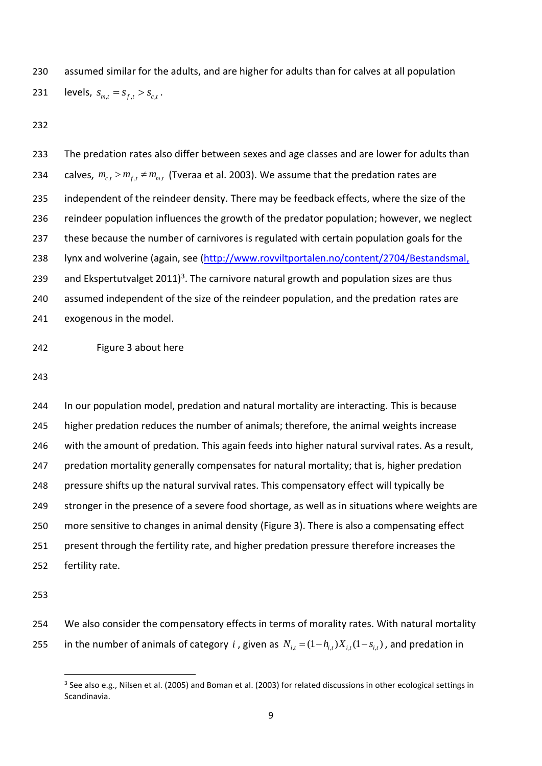assumed similar for the adults, and are higher for adults than for calves at all population levels, $s_{m,t} = s_{f,t} > s_{c,t}$.

The predation rates also differ between sexes and age classes and are lower for adults than calves, $m_{c,t} > m_{f,t} \neq m_{m,t}$ (Tveraa et al. 2003). We assume that the predation rates are independent of the reindeer density. There may be feedback effects, where the size of the reindeer population influences the growth of the predator population; however, we neglect these because the number of carnivores is regulated with certain population goals for the lynx and wolverine (again, see (http://www.rovviltportalen.no/content/2704/Bestandsmal, and Ekspertutvalget 2011)[3]. The carnivore natural growth and population sizes are thus assumed independent of the size of the reindeer population, and the predation rates are exogenous in the model.

Figure 3 about here

In our population model, predation and natural mortality are interacting. This is because higher predation reduces the number of animals; therefore, the animal weights increase with the amount of predation. This again feeds into higher natural survival rates. As a result, predation mortality generally compensates for natural mortality; that is, higher predation pressure shifts up the natural survival rates. This compensatory effect will typically be stronger in the presence of a severe food shortage, as well as in situations where weights are more sensitive to changes in animal density (Figure 3). There is also a compensating effect present through the fertility rate, and higher predation pressure therefore increases the fertility rate.

We also consider the compensatory effects in terms of morality rates. With natural mortality in the number of animals of category $i$, given as $N_{i,t} = (1-h_{i,t})X_{i,t}(1-s_{i,t})$, and predation in

[3] See also e.g., Nilsen et al. (2005) and Boman et al. (2003) for related discussions in other ecological settings in Scandinavia.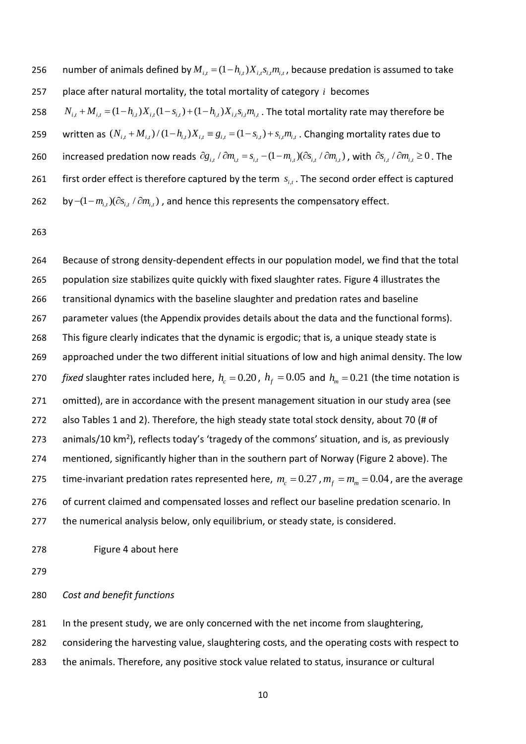number of animals defined by $M_{i,t} = (1-h_{i,t})X_{i,t}s_{i,t}m_{i,t}$, because predation is assumed to take place after natural mortality, the total mortality of category $i$ becomes $N_{i,t} + M_{i,t} = (1-h_{i,t})X_{i,t}(1-s_{i,t}) + (1-h_{i,t})X_{i,t}s_{i,t}m_{i,t}$. The total mortality rate may therefore be written as $(N_{i,t} + M_{i,t})/(1-h_{i,t})X_{i,t} \equiv g_{i,t} = (1-s_{i,t}) + s_{i,t}m_{i,t}$. Changing mortality rates due to increased predation now reads $\partial g_{i,t} / \partial m_{i,t} = s_{i,t} - (1-m_{i,t})(\partial s_{i,t} / \partial m_{i,t})$, with $\partial s_{i,t} / \partial m_{i,t} \geq 0$. The first order effect is therefore captured by the term $s_{i,t}$. The second order effect is captured by $-(1-m_{i,t})(\partial s_{i,t} / \partial m_{i,t})$, and hence this represents the compensatory effect.

Because of strong density-dependent effects in our population model, we find that the total population size stabilizes quite quickly with fixed slaughter rates. Figure 4 illustrates the transitional dynamics with the baseline slaughter and predation rates and baseline parameter values (the Appendix provides details about the data and the functional forms). This figure clearly indicates that the dynamic is ergodic; that is, a unique steady state is approached under the two different initial situations of low and high animal density. The low *fixed* slaughter rates included here, $h_c = 0.20$, $h_f = 0.05$ and $h_m = 0.21$ (the time notation is omitted), are in accordance with the present management situation in our study area (see also Tables 1 and 2). Therefore, the high steady state total stock density, about 70 (# of animals/10 km$^2$), reflects today's 'tragedy of the commons' situation, and is, as previously mentioned, significantly higher than in the southern part of Norway (Figure 2 above). The time-invariant predation rates represented here, $m_c = 0.27$, $m_f = m_m = 0.04$, are the average of current claimed and compensated losses and reflect our baseline predation scenario. In the numerical analysis below, only equilibrium, or steady state, is considered.

Figure 4 about here

*Cost and benefit functions*

In the present study, we are only concerned with the net income from slaughtering, considering the harvesting value, slaughtering costs, and the operating costs with respect to the animals. Therefore, any positive stock value related to status, insurance or cultural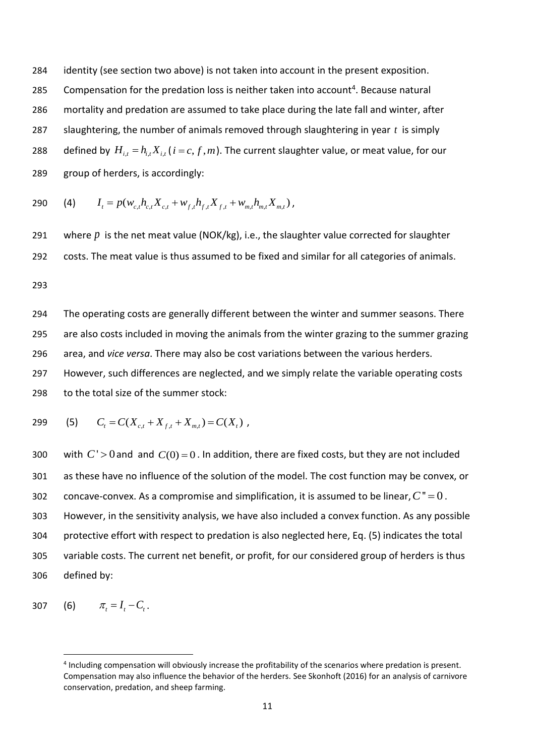identity (see section two above) is not taken into account in the present exposition. Compensation for the predation loss is neither taken into account[4]. Because natural mortality and predation are assumed to take place during the late fall and winter, after slaughtering, the number of animals removed through slaughtering in year $t$ is simply defined by $H_{i,t} = h_{i,t} X_{i,t}$ ($i = c, f, m$). The current slaughter value, or meat value, for our group of herders, is accordingly:

$$(4) \qquad I_t = p(w_{c,t} h_{c,t} X_{c,t} + w_{f,t} h_{f,t} X_{f,t} + w_{m,t} h_{m,t} X_{m,t}),$$

where $p$ is the net meat value (NOK/kg), i.e., the slaughter value corrected for slaughter costs. The meat value is thus assumed to be fixed and similar for all categories of animals.

The operating costs are generally different between the winter and summer seasons. There are also costs included in moving the animals from the winter grazing to the summer grazing area, and *vice versa*. There may also be cost variations between the various herders. However, such differences are neglected, and we simply relate the variable operating costs to the total size of the summer stock:

$$(5) \qquad C_t = C(X_{c,t} + X_{f,t} + X_{m,t}) = C(X_t),$$

with $C' > 0$ and and $C(0) = 0$. In addition, there are fixed costs, but they are not included as these have no influence of the solution of the model. The cost function may be convex, or concave-convex. As a compromise and simplification, it is assumed to be linear, $C'' = 0$. However, in the sensitivity analysis, we have also included a convex function. As any possible protective effort with respect to predation is also neglected here, Eq. (5) indicates the total variable costs. The current net benefit, or profit, for our considered group of herders is thus defined by:

$$(6) \qquad \pi_t = I_t - C_t.$$

[4] Including compensation will obviously increase the profitability of the scenarios where predation is present. Compensation may also influence the behavior of the herders. See Skonhoft (2016) for an analysis of carnivore conservation, predation, and sheep farming.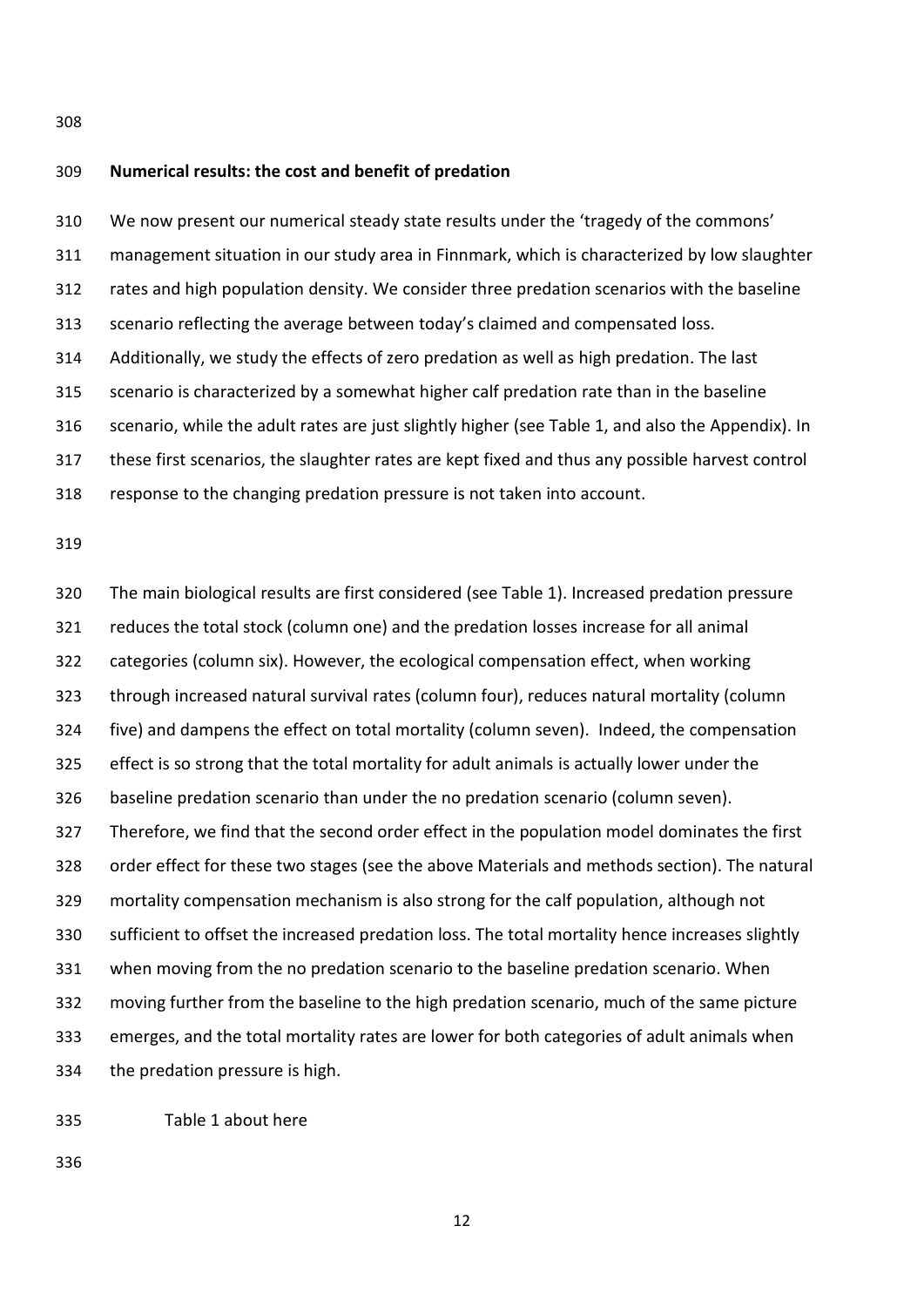**Numerical results: the cost and benefit of predation**

We now present our numerical steady state results under the 'tragedy of the commons' management situation in our study area in Finnmark, which is characterized by low slaughter rates and high population density. We consider three predation scenarios with the baseline scenario reflecting the average between today's claimed and compensated loss. Additionally, we study the effects of zero predation as well as high predation. The last scenario is characterized by a somewhat higher calf predation rate than in the baseline scenario, while the adult rates are just slightly higher (see Table 1, and also the Appendix). In these first scenarios, the slaughter rates are kept fixed and thus any possible harvest control response to the changing predation pressure is not taken into account.

The main biological results are first considered (see Table 1). Increased predation pressure reduces the total stock (column one) and the predation losses increase for all animal categories (column six). However, the ecological compensation effect, when working through increased natural survival rates (column four), reduces natural mortality (column five) and dampens the effect on total mortality (column seven). Indeed, the compensation effect is so strong that the total mortality for adult animals is actually lower under the baseline predation scenario than under the no predation scenario (column seven). Therefore, we find that the second order effect in the population model dominates the first order effect for these two stages (see the above Materials and methods section). The natural mortality compensation mechanism is also strong for the calf population, although not sufficient to offset the increased predation loss. The total mortality hence increases slightly when moving from the no predation scenario to the baseline predation scenario. When moving further from the baseline to the high predation scenario, much of the same picture emerges, and the total mortality rates are lower for both categories of adult animals when the predation pressure is high.

Table 1 about here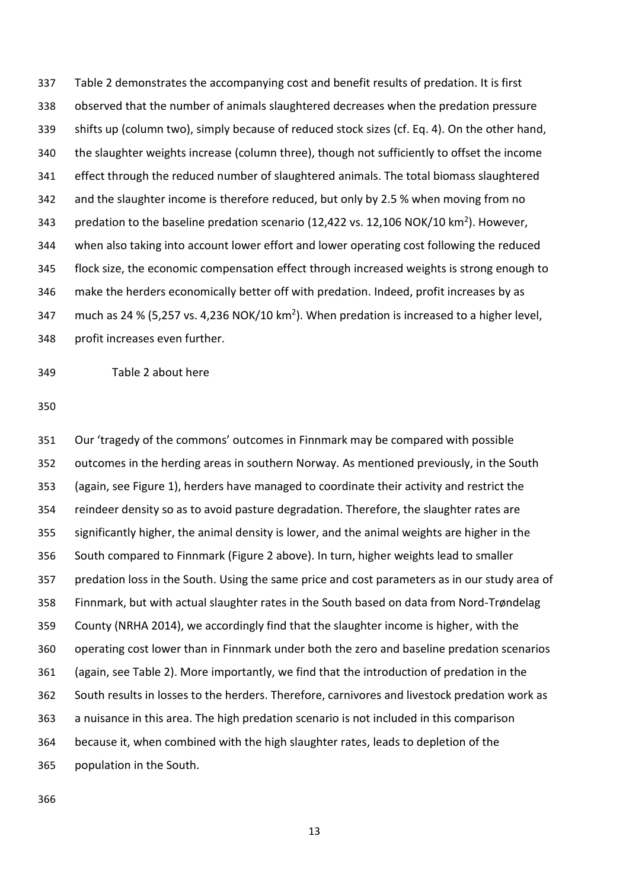Table 2 demonstrates the accompanying cost and benefit results of predation. It is first observed that the number of animals slaughtered decreases when the predation pressure shifts up (column two), simply because of reduced stock sizes (cf. Eq. 4). On the other hand, the slaughter weights increase (column three), though not sufficiently to offset the income effect through the reduced number of slaughtered animals. The total biomass slaughtered and the slaughter income is therefore reduced, but only by 2.5 % when moving from no predation to the baseline predation scenario (12,422 vs. 12,106 NOK/10 km$^2$). However, when also taking into account lower effort and lower operating cost following the reduced flock size, the economic compensation effect through increased weights is strong enough to make the herders economically better off with predation. Indeed, profit increases by as much as 24 % (5,257 vs. 4,236 NOK/10 km$^2$). When predation is increased to a higher level, profit increases even further.

Table 2 about here

Our 'tragedy of the commons' outcomes in Finnmark may be compared with possible outcomes in the herding areas in southern Norway. As mentioned previously, in the South (again, see Figure 1), herders have managed to coordinate their activity and restrict the reindeer density so as to avoid pasture degradation. Therefore, the slaughter rates are significantly higher, the animal density is lower, and the animal weights are higher in the South compared to Finnmark (Figure 2 above). In turn, higher weights lead to smaller predation loss in the South. Using the same price and cost parameters as in our study area of Finnmark, but with actual slaughter rates in the South based on data from Nord-Trøndelag County (NRHA 2014), we accordingly find that the slaughter income is higher, with the operating cost lower than in Finnmark under both the zero and baseline predation scenarios (again, see Table 2). More importantly, we find that the introduction of predation in the South results in losses to the herders. Therefore, carnivores and livestock predation work as a nuisance in this area. The high predation scenario is not included in this comparison because it, when combined with the high slaughter rates, leads to depletion of the population in the South.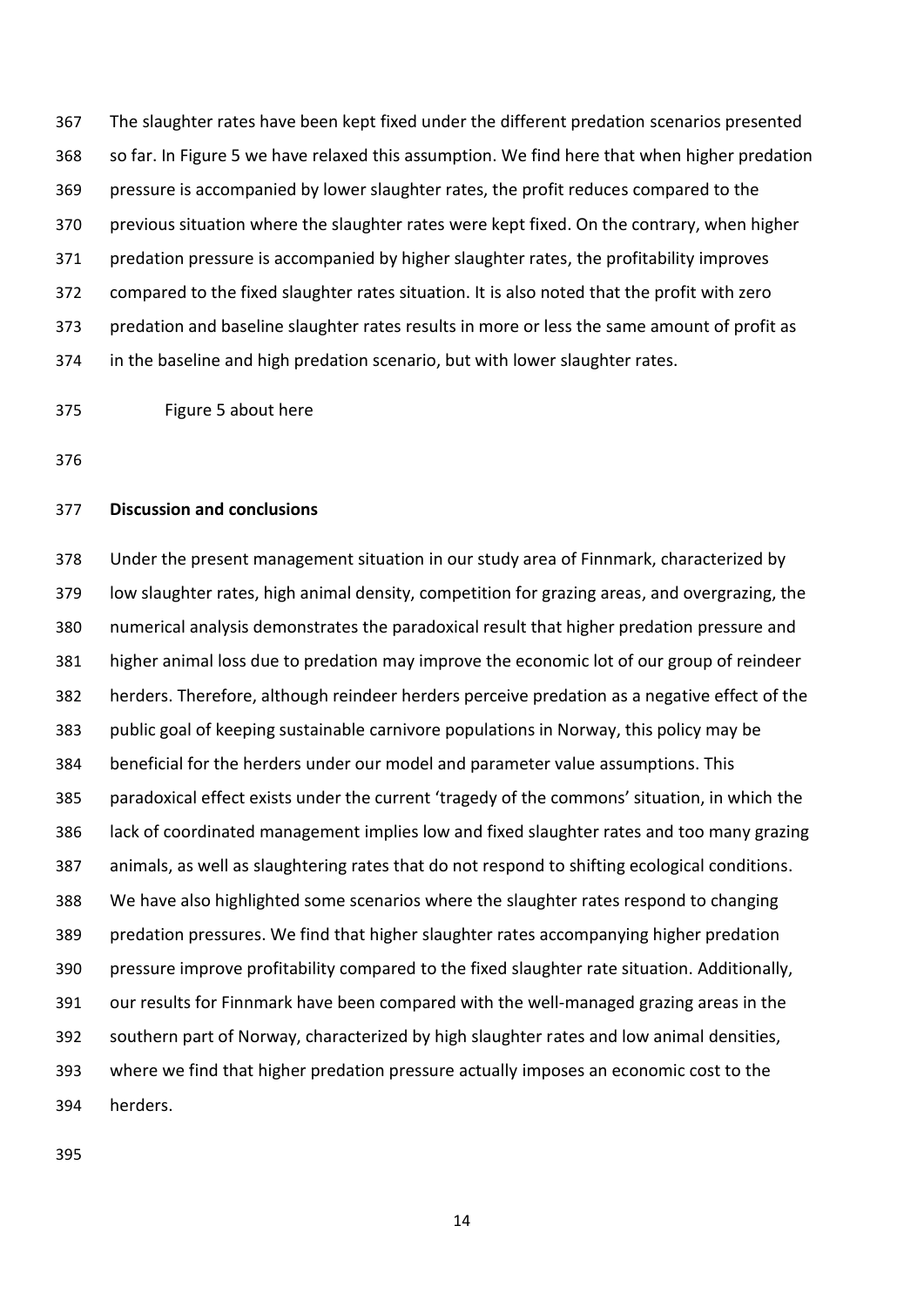The slaughter rates have been kept fixed under the different predation scenarios presented so far. In Figure 5 we have relaxed this assumption. We find here that when higher predation pressure is accompanied by lower slaughter rates, the profit reduces compared to the previous situation where the slaughter rates were kept fixed. On the contrary, when higher predation pressure is accompanied by higher slaughter rates, the profitability improves compared to the fixed slaughter rates situation. It is also noted that the profit with zero predation and baseline slaughter rates results in more or less the same amount of profit as in the baseline and high predation scenario, but with lower slaughter rates.

Figure 5 about here

**Discussion and conclusions**

Under the present management situation in our study area of Finnmark, characterized by low slaughter rates, high animal density, competition for grazing areas, and overgrazing, the numerical analysis demonstrates the paradoxical result that higher predation pressure and higher animal loss due to predation may improve the economic lot of our group of reindeer herders. Therefore, although reindeer herders perceive predation as a negative effect of the public goal of keeping sustainable carnivore populations in Norway, this policy may be beneficial for the herders under our model and parameter value assumptions. This paradoxical effect exists under the current 'tragedy of the commons' situation, in which the lack of coordinated management implies low and fixed slaughter rates and too many grazing animals, as well as slaughtering rates that do not respond to shifting ecological conditions. We have also highlighted some scenarios where the slaughter rates respond to changing predation pressures. We find that higher slaughter rates accompanying higher predation pressure improve profitability compared to the fixed slaughter rate situation. Additionally, our results for Finnmark have been compared with the well-managed grazing areas in the southern part of Norway, characterized by high slaughter rates and low animal densities, where we find that higher predation pressure actually imposes an economic cost to the herders.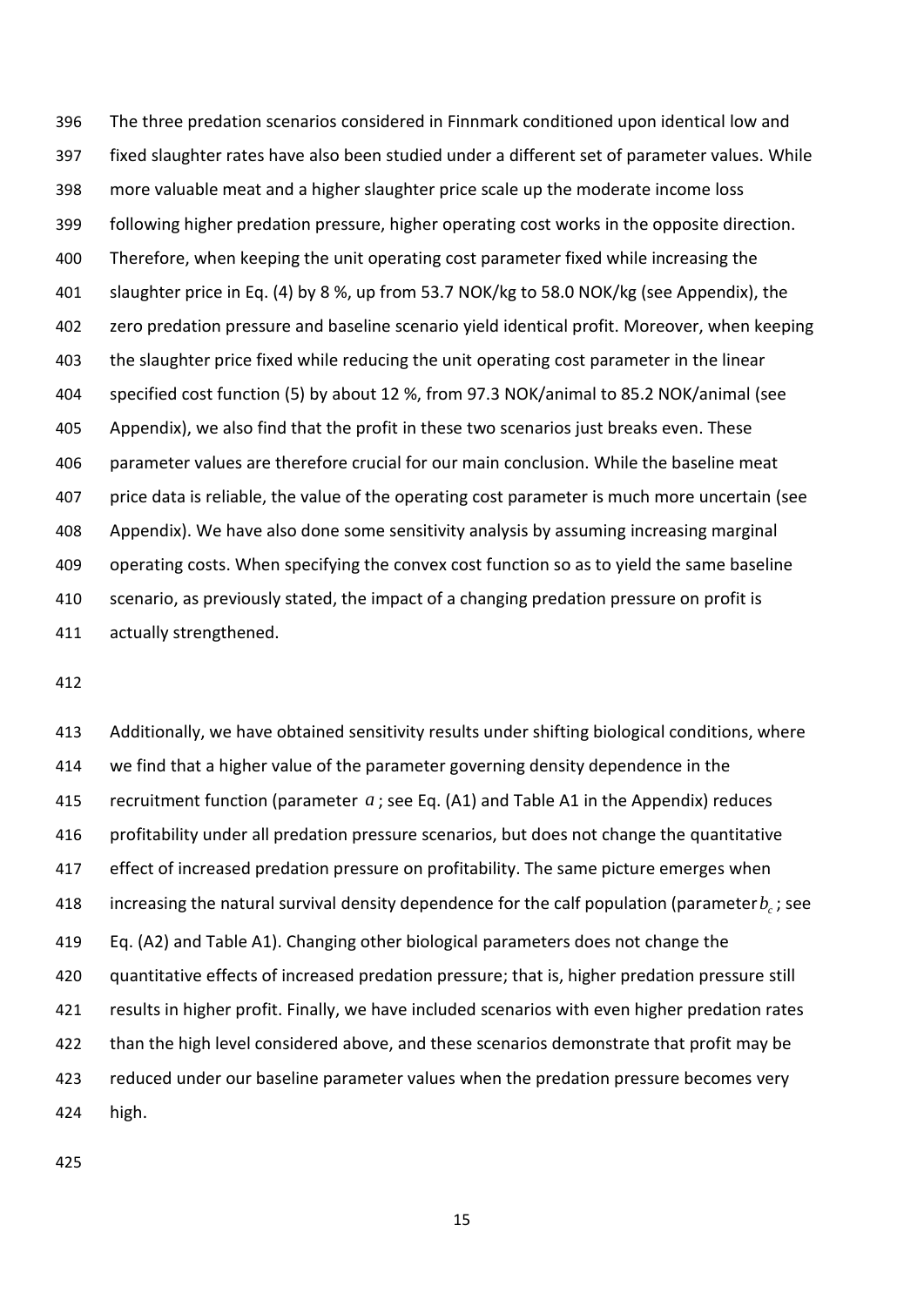The three predation scenarios considered in Finnmark conditioned upon identical low and fixed slaughter rates have also been studied under a different set of parameter values. While more valuable meat and a higher slaughter price scale up the moderate income loss following higher predation pressure, higher operating cost works in the opposite direction. Therefore, when keeping the unit operating cost parameter fixed while increasing the slaughter price in Eq. (4) by 8 %, up from 53.7 NOK/kg to 58.0 NOK/kg (see Appendix), the zero predation pressure and baseline scenario yield identical profit. Moreover, when keeping the slaughter price fixed while reducing the unit operating cost parameter in the linear specified cost function (5) by about 12 %, from 97.3 NOK/animal to 85.2 NOK/animal (see Appendix), we also find that the profit in these two scenarios just breaks even. These parameter values are therefore crucial for our main conclusion. While the baseline meat price data is reliable, the value of the operating cost parameter is much more uncertain (see Appendix). We have also done some sensitivity analysis by assuming increasing marginal operating costs. When specifying the convex cost function so as to yield the same baseline scenario, as previously stated, the impact of a changing predation pressure on profit is actually strengthened.

Additionally, we have obtained sensitivity results under shifting biological conditions, where we find that a higher value of the parameter governing density dependence in the recruitment function (parameter $a$; see Eq. (A1) and Table A1 in the Appendix) reduces profitability under all predation pressure scenarios, but does not change the quantitative effect of increased predation pressure on profitability. The same picture emerges when increasing the natural survival density dependence for the calf population (parameter $b_c$; see Eq. (A2) and Table A1). Changing other biological parameters does not change the quantitative effects of increased predation pressure; that is, higher predation pressure still results in higher profit. Finally, we have included scenarios with even higher predation rates than the high level considered above, and these scenarios demonstrate that profit may be reduced under our baseline parameter values when the predation pressure becomes very high.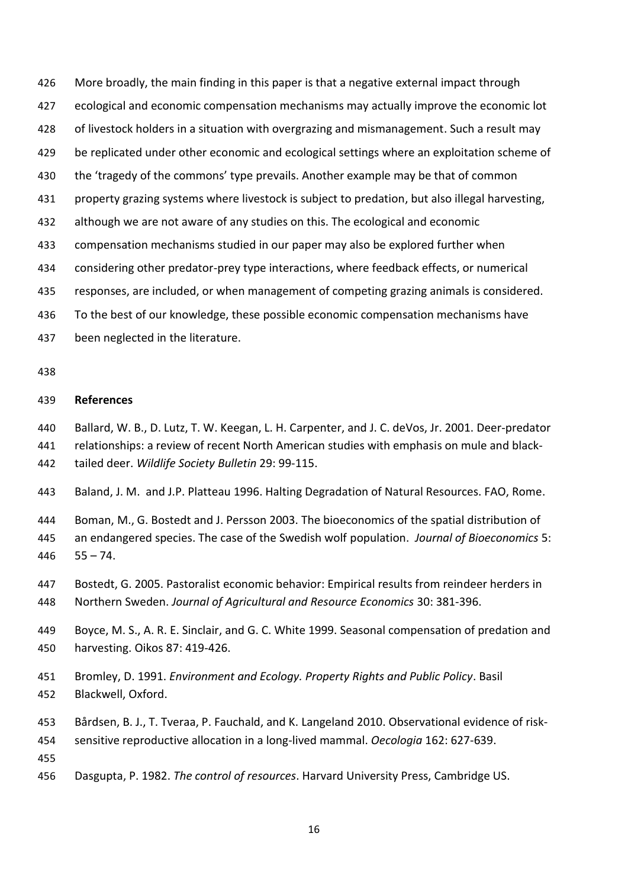More broadly, the main finding in this paper is that a negative external impact through ecological and economic compensation mechanisms may actually improve the economic lot of livestock holders in a situation with overgrazing and mismanagement. Such a result may be replicated under other economic and ecological settings where an exploitation scheme of the 'tragedy of the commons' type prevails. Another example may be that of common property grazing systems where livestock is subject to predation, but also illegal harvesting, although we are not aware of any studies on this. The ecological and economic compensation mechanisms studied in our paper may also be explored further when considering other predator-prey type interactions, where feedback effects, or numerical responses, are included, or when management of competing grazing animals is considered. To the best of our knowledge, these possible economic compensation mechanisms have been neglected in the literature.

## References

Ballard, W. B., D. Lutz, T. W. Keegan, L. H. Carpenter, and J. C. deVos, Jr. 2001. Deer-predator relationships: a review of recent North American studies with emphasis on mule and black-tailed deer. *Wildlife Society Bulletin* 29: 99-115.

Baland, J. M. and J.P. Platteau 1996. Halting Degradation of Natural Resources. FAO, Rome.

Boman, M., G. Bostedt and J. Persson 2003. The bioeconomics of the spatial distribution of an endangered species. The case of the Swedish wolf population. *Journal of Bioeconomics* 5: 55 – 74.

Bostedt, G. 2005. Pastoralist economic behavior: Empirical results from reindeer herders in Northern Sweden. *Journal of Agricultural and Resource Economics* 30: 381-396.

Boyce, M. S., A. R. E. Sinclair, and G. C. White 1999. Seasonal compensation of predation and harvesting. Oikos 87: 419-426.

Bromley, D. 1991. *Environment and Ecology. Property Rights and Public Policy*. Basil Blackwell, Oxford.

Bårdsen, B. J., T. Tveraa, P. Fauchald, and K. Langeland 2010. Observational evidence of risk-sensitive reproductive allocation in a long-lived mammal. *Oecologia* 162: 627-639.

Dasgupta, P. 1982. *The control of resources*. Harvard University Press, Cambridge US.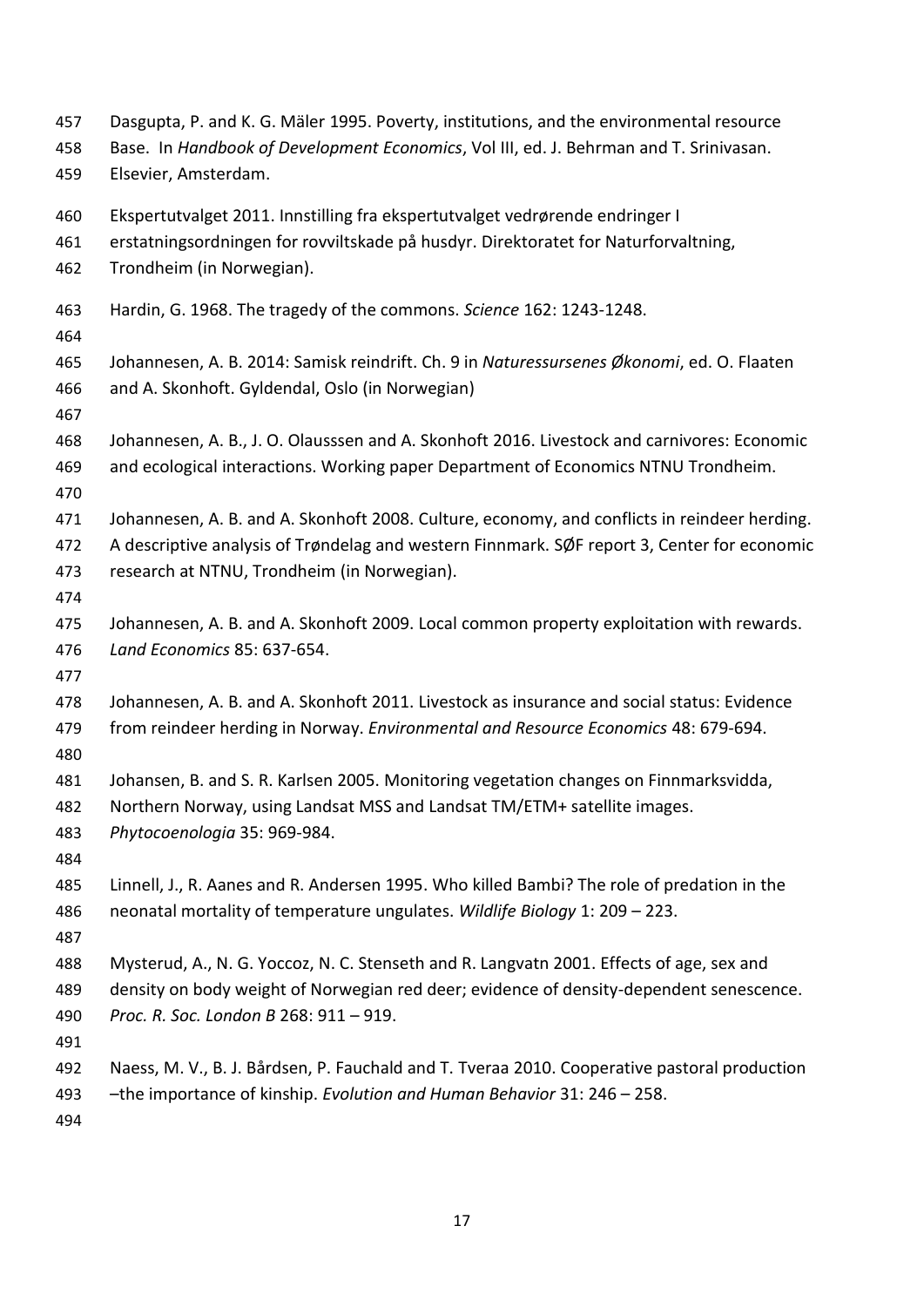Dasgupta, P. and K. G. Mäler 1995. Poverty, institutions, and the environmental resource Base. In *Handbook of Development Economics*, Vol III, ed. J. Behrman and T. Srinivasan. Elsevier, Amsterdam.

Ekspertutvalget 2011. Innstilling fra ekspertutvalget vedrørende endringer I erstatningsordningen for rovviltskade på husdyr. Direktoratet for Naturforvaltning, Trondheim (in Norwegian).

Hardin, G. 1968. The tragedy of the commons. *Science* 162: 1243-1248.

Johannesen, A. B. 2014: Samisk reindrift. Ch. 9 in *Naturessursenes Økonomi*, ed. O. Flaaten and A. Skonhoft. Gyldendal, Oslo (in Norwegian)

Johannesen, A. B., J. O. Olausssen and A. Skonhoft 2016. Livestock and carnivores: Economic and ecological interactions. Working paper Department of Economics NTNU Trondheim.

Johannesen, A. B. and A. Skonhoft 2008. Culture, economy, and conflicts in reindeer herding. A descriptive analysis of Trøndelag and western Finnmark. SØF report 3, Center for economic research at NTNU, Trondheim (in Norwegian).

Johannesen, A. B. and A. Skonhoft 2009. Local common property exploitation with rewards. *Land Economics* 85: 637-654.

Johannesen, A. B. and A. Skonhoft 2011. Livestock as insurance and social status: Evidence from reindeer herding in Norway. *Environmental and Resource Economics* 48: 679-694.

Johansen, B. and S. R. Karlsen 2005. Monitoring vegetation changes on Finnmarksvidda, Northern Norway, using Landsat MSS and Landsat TM/ETM+ satellite images. *Phytocoenologia* 35: 969-984.

Linnell, J., R. Aanes and R. Andersen 1995. Who killed Bambi? The role of predation in the neonatal mortality of temperature ungulates. *Wildlife Biology* 1: 209 – 223.

Mysterud, A., N. G. Yoccoz, N. C. Stenseth and R. Langvatn 2001. Effects of age, sex and density on body weight of Norwegian red deer; evidence of density-dependent senescence. *Proc. R. Soc. London B* 268: 911 – 919.

Naess, M. V., B. J. Bårdsen, P. Fauchald and T. Tveraa 2010. Cooperative pastoral production –the importance of kinship. *Evolution and Human Behavior* 31: 246 – 258.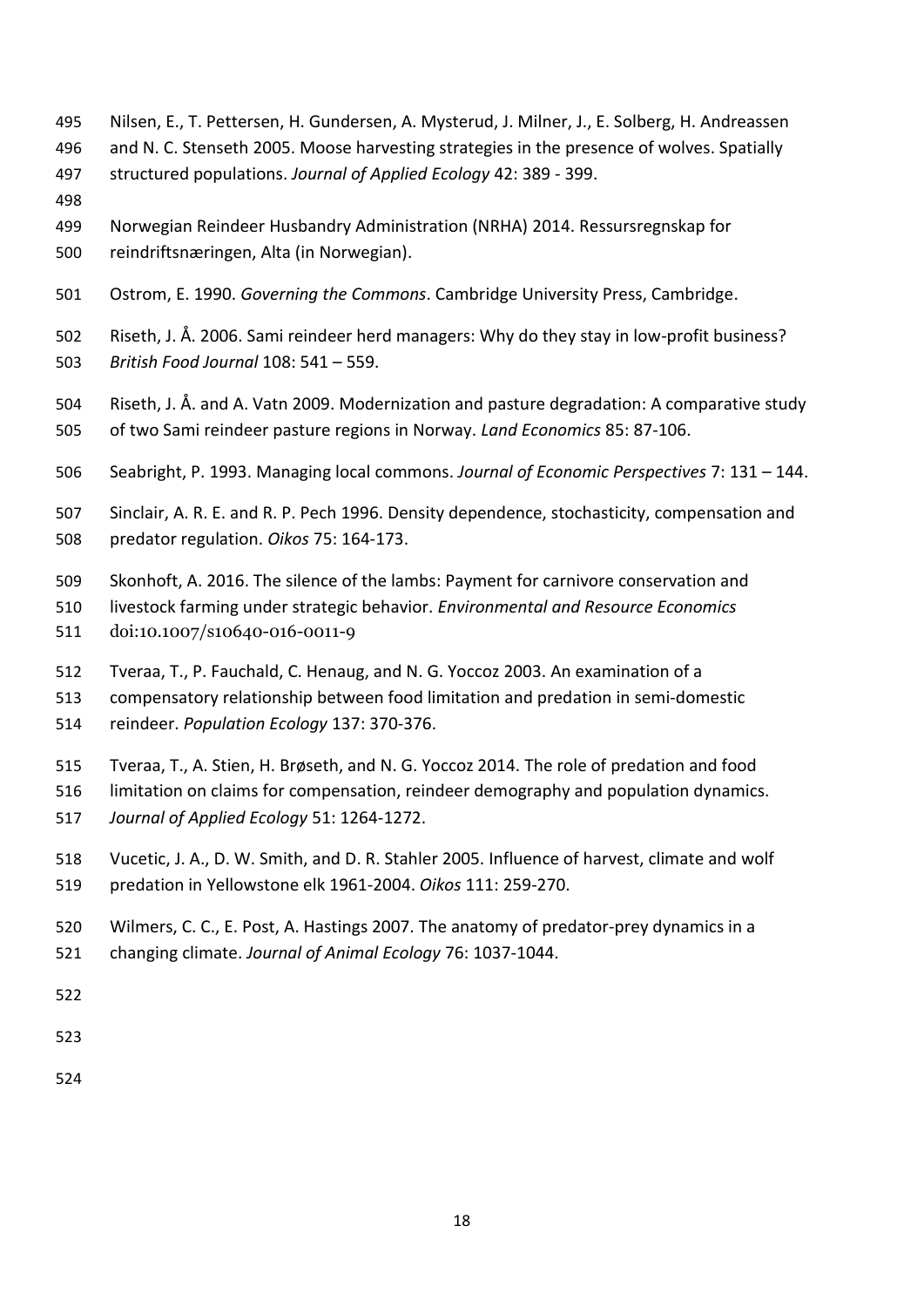Nilsen, E., T. Pettersen, H. Gundersen, A. Mysterud, J. Milner, J., E. Solberg, H. Andreassen and N. C. Stenseth 2005. Moose harvesting strategies in the presence of wolves. Spatially structured populations. *Journal of Applied Ecology* 42: 389 - 399.

Norwegian Reindeer Husbandry Administration (NRHA) 2014. Ressursregnskap for reindriftsnæringen, Alta (in Norwegian).

Ostrom, E. 1990. *Governing the Commons*. Cambridge University Press, Cambridge.

Riseth, J. Å. 2006. Sami reindeer herd managers: Why do they stay in low-profit business? *British Food Journal* 108: 541 – 559.

Riseth, J. Å. and A. Vatn 2009. Modernization and pasture degradation: A comparative study of two Sami reindeer pasture regions in Norway. *Land Economics* 85: 87-106.

Seabright, P. 1993. Managing local commons. *Journal of Economic Perspectives* 7: 131 – 144.

Sinclair, A. R. E. and R. P. Pech 1996. Density dependence, stochasticity, compensation and predator regulation. *Oikos* 75: 164-173.

Skonhoft, A. 2016. The silence of the lambs: Payment for carnivore conservation and livestock farming under strategic behavior. *Environmental and Resource Economics* doi:10.1007/s10640-016-0011-9

Tveraa, T., P. Fauchald, C. Henaug, and N. G. Yoccoz 2003. An examination of a compensatory relationship between food limitation and predation in semi-domestic reindeer. *Population Ecology* 137: 370-376.

Tveraa, T., A. Stien, H. Brøseth, and N. G. Yoccoz 2014. The role of predation and food limitation on claims for compensation, reindeer demography and population dynamics. *Journal of Applied Ecology* 51: 1264-1272.

Vucetic, J. A., D. W. Smith, and D. R. Stahler 2005. Influence of harvest, climate and wolf predation in Yellowstone elk 1961-2004. *Oikos* 111: 259-270.

Wilmers, C. C., E. Post, A. Hastings 2007. The anatomy of predator-prey dynamics in a changing climate. *Journal of Animal Ecology* 76: 1037-1044.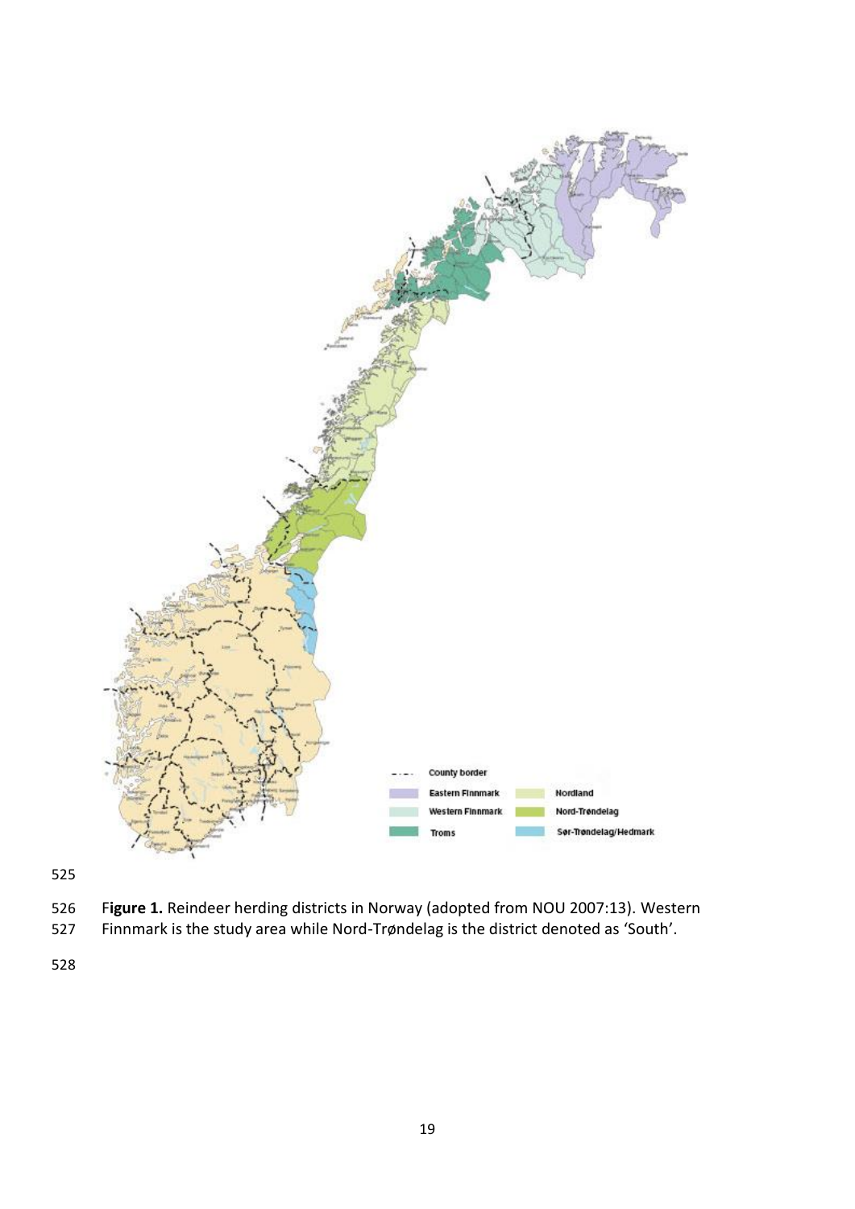County border

Eastern Finnmark

Western Finnmark

Troms

Nordland

Nord-Trøndelag

Sør-Trøndelag/Hedmark

F**igure 1.** Reindeer herding districts in Norway (adopted from NOU 2007:13). Western Finnmark is the study area while Nord-Trøndelag is the district denoted as 'South'.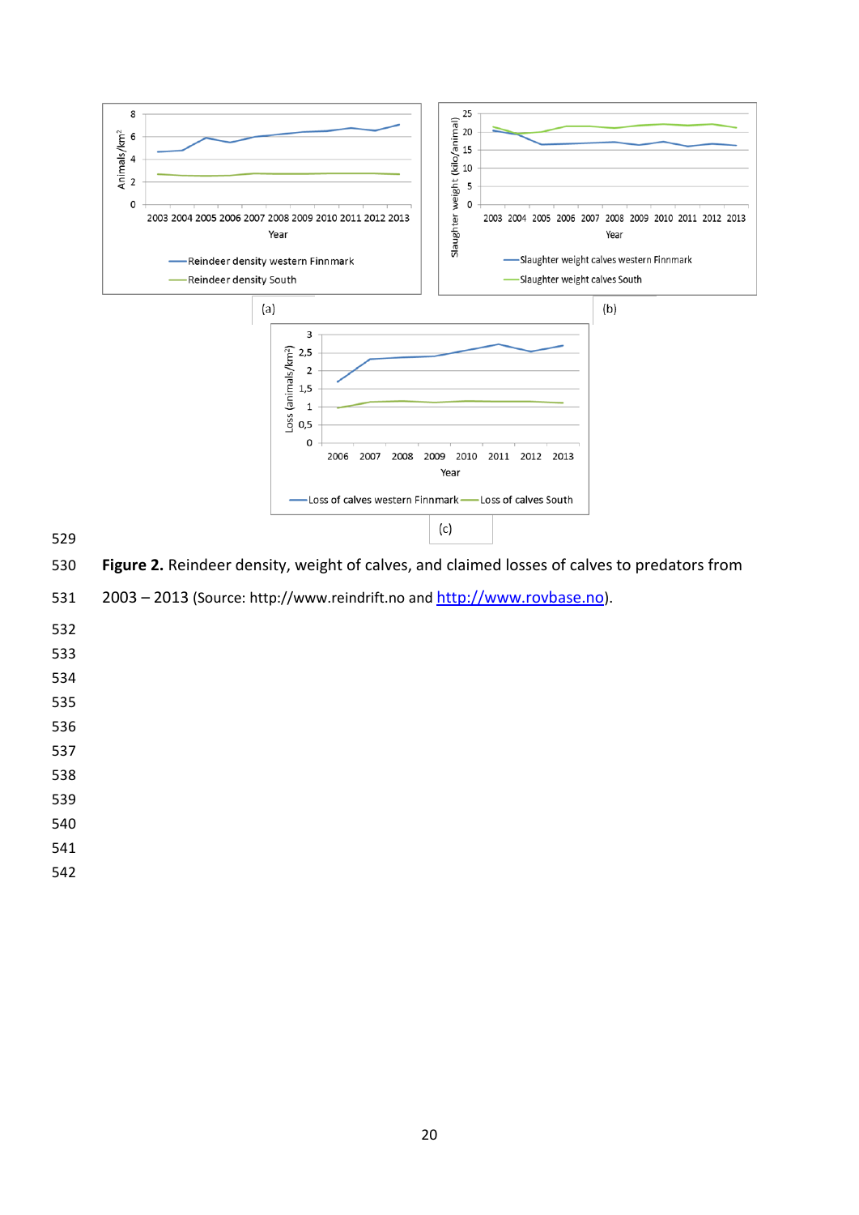8
6
4
2
0

Animals/km$^2$

2003 2004 2005 2006 2007 2008 2009 2010 2011 2012 2013

Year

Reindeer density western Finnmark

Reindeer density South

(a)

25
20
15
10
5
0

Slaughter weight (kilo/animal)

2003 2004 2005 2006 2007 2008 2009 2010 2011 2012 2013

Year

Slaughter weight calves western Finnmark

Slaughter weight calves South

(b)

3
2,5
2
1,5
1
0,5
0

Loss (animals/km$^2$)

2006 2007 2008 2009 2010 2011 2012 2013

Year

Loss of calves western Finnmark

Loss of calves South

(c)

**Figure 2.** Reindeer density, weight of calves, and claimed losses of calves to predators from 2003 – 2013 (Source: http://www.reindrift.no and http://www.rovbase.no).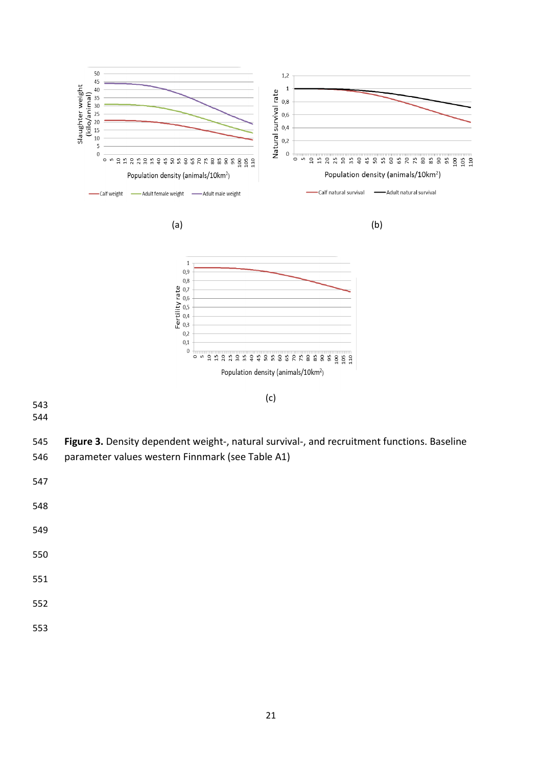50
45
40
35
30
25
20
15
10
5
0

Slaughter weight (kilo/animal)

0 5 10 15 20 25 30 35 40 45 50 55 60 65 70 75 80 85 90 95 100 105 110

Population density (animals/10km$^2$)

Calf weight — Adult female weight — Adult male weight

(a)

1,2
1
0,8
0,6
0,4
0,2
0

Natural survival rate

0 5 10 15 20 25 30 35 40 45 50 55 60 65 70 75 80 85 90 95 100 105 110

Population density (animals/10km$^2$)

Calf natural survival — Adult natural survival

(b)

1
0,9
0,8
0,7
0,6
0,5
0,4
0,3
0,2
0,1
0

Fertility rate

0 5 10 15 20 25 30 35 40 45 50 55 60 65 70 75 80 85 90 95 100 105 110

Population density (animals/10km$^2$)

(c)

**Figure 3.** Density dependent weight-, natural survival-, and recruitment functions. Baseline parameter values western Finnmark (see Table A1)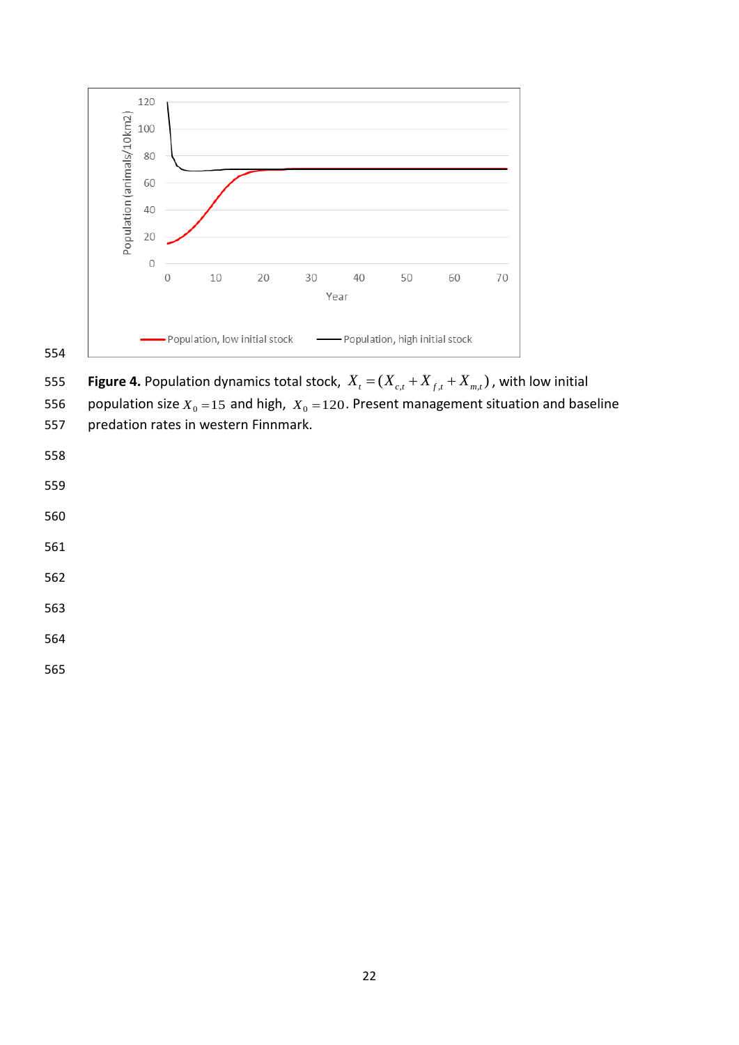120
100
80
60
40
20
0

Population (animals/10km2)

0
10
20
30
40
50
60
70

Year

Population, low initial stock
Population, high initial stock

**Figure 4.** Population dynamics total stock, $X_t = (X_{c,t} + X_{f,t} + X_{m,t})$, with low initial population size $X_0 = 15$ and high, $X_0 = 120$. Present management situation and baseline predation rates in western Finnmark.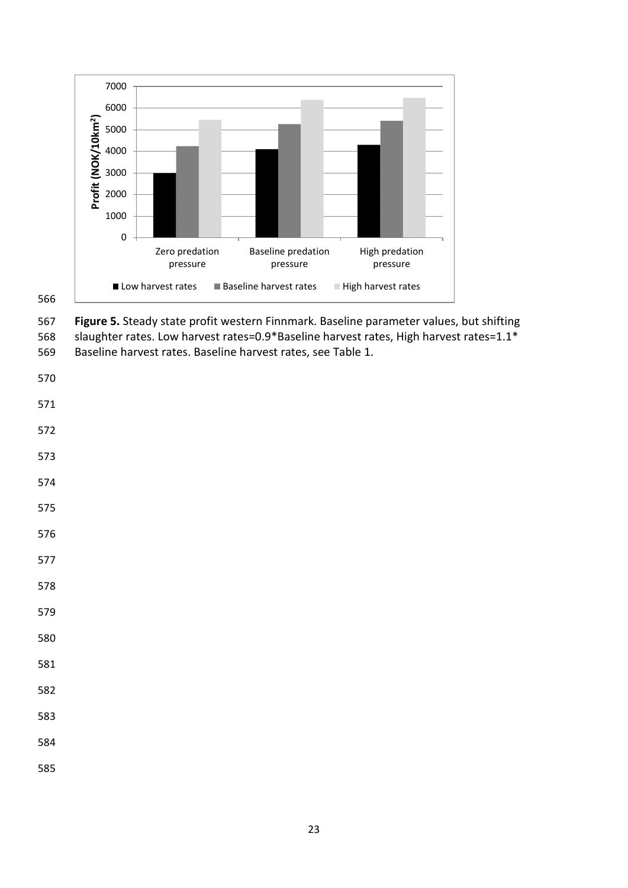7000
6000
5000
4000
3000
2000
1000
0

Profit (NOK/10km$^2$)

Zero predation pressure
Baseline predation pressure
High predation pressure

Low harvest rates
Baseline harvest rates
High harvest rates

**Figure 5.** Steady state profit western Finnmark. Baseline parameter values, but shifting slaughter rates. Low harvest rates=0.9*Baseline harvest rates, High harvest rates=1.1* Baseline harvest rates. Baseline harvest rates, see Table 1.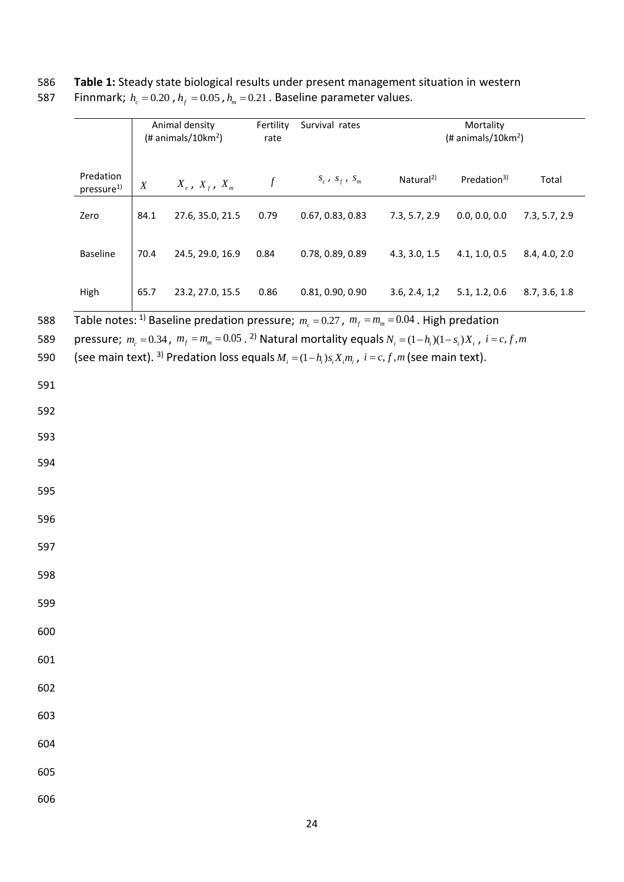**Table 1:** Steady state biological results under present management situation in western Finnmark; $h_c = 0.20$, $h_f = 0.05$, $h_m = 0.21$. Baseline parameter values.

| | Animal density (# animals/10km$^2$) | | Fertility rate | Survival rates | Mortality (# animals/10km$^2$) | | |
|---|---|---|---|---|---|---|---|
| Predation pressure[1)] | $X$ | $X_c$, $X_f$, $X_m$ | $f$ | $s_c$, $s_f$, $s_m$ | Natural[2)] | Predation[3)] | Total |
| Zero | 84.1 | 27.6, 35.0, 21.5 | 0.79 | 0.67, 0.83, 0.83 | 7.3, 5.7, 2.9 | 0.0, 0.0, 0.0 | 7.3, 5.7, 2.9 |
| Baseline | 70.4 | 24.5, 29.0, 16.9 | 0.84 | 0.78, 0.89, 0.89 | 4.3, 3.0, 1.5 | 4.1, 1.0, 0.5 | 8.4, 4.0, 2.0 |
| High | 65.7 | 23.2, 27.0, 15.5 | 0.86 | 0.81, 0.90, 0.90 | 3.6, 2.4, 1,2 | 5.1, 1.2, 0.6 | 8.7, 3.6, 1.8 |

Table notes: [1)] Baseline predation pressure; $m_c = 0.27$, $m_f = m_m = 0.04$. High predation pressure; $m_c = 0.34$, $m_f = m_m = 0.05$. [2)] Natural mortality equals $N_i = (1-h_i)(1-s_i)X_i$, $i = c, f, m$ (see main text). [3)] Predation loss equals $M_i = (1-h_i)s_i X_i m_i$, $i = c, f, m$ (see main text).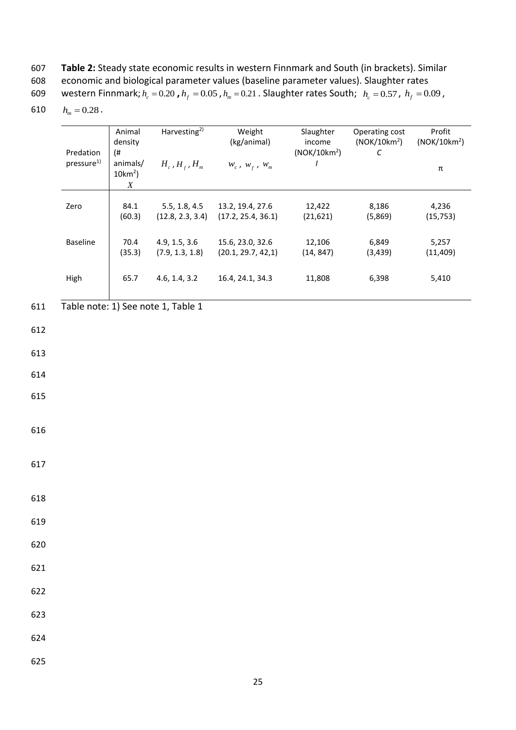**Table 2:** Steady state economic results in western Finnmark and South (in brackets). Similar economic and biological parameter values (baseline parameter values). Slaughter rates western Finnmark; $h_c = 0.20$ **,** $h_f = 0.05$, $h_m = 0.21$. Slaughter rates South; $h_c = 0.57$, $h_f = 0.09$, $h_m = 0.28$.

| Predation pressure[1)] | Animal density (# animals/ 10km$^2$) $X$ | Harvesting[2)] $H_c, H_f, H_m$ | Weight (kg/animal) $w_c$, $w_f$, $w_m$ | Slaughter income (NOK/10km$^2$) $I$ | Operating cost (NOK/10km$^2$) $C$ | Profit (NOK/10km$^2$) π |
|---|---|---|---|---|---|---|
| Zero | 84.1 (60.3) | 5.5, 1.8, 4.5 (12.8, 2.3, 3.4) | 13.2, 19.4, 27.6 (17.2, 25.4, 36.1) | 12,422 (21,621) | 8,186 (5,869) | 4,236 (15,753) |
| Baseline | 70.4 (35.3) | 4.9, 1.5, 3.6 (7.9, 1.3, 1.8) | 15.6, 23.0, 32.6 (20.1, 29.7, 42,1) | 12,106 (14, 847) | 6,849 (3,439) | 5,257 (11,409) |
| High | 65.7 | 4.6, 1.4, 3.2 | 16.4, 24.1, 34.3 | 11,808 | 6,398 | 5,410 |

Table note: 1) See note 1, Table 1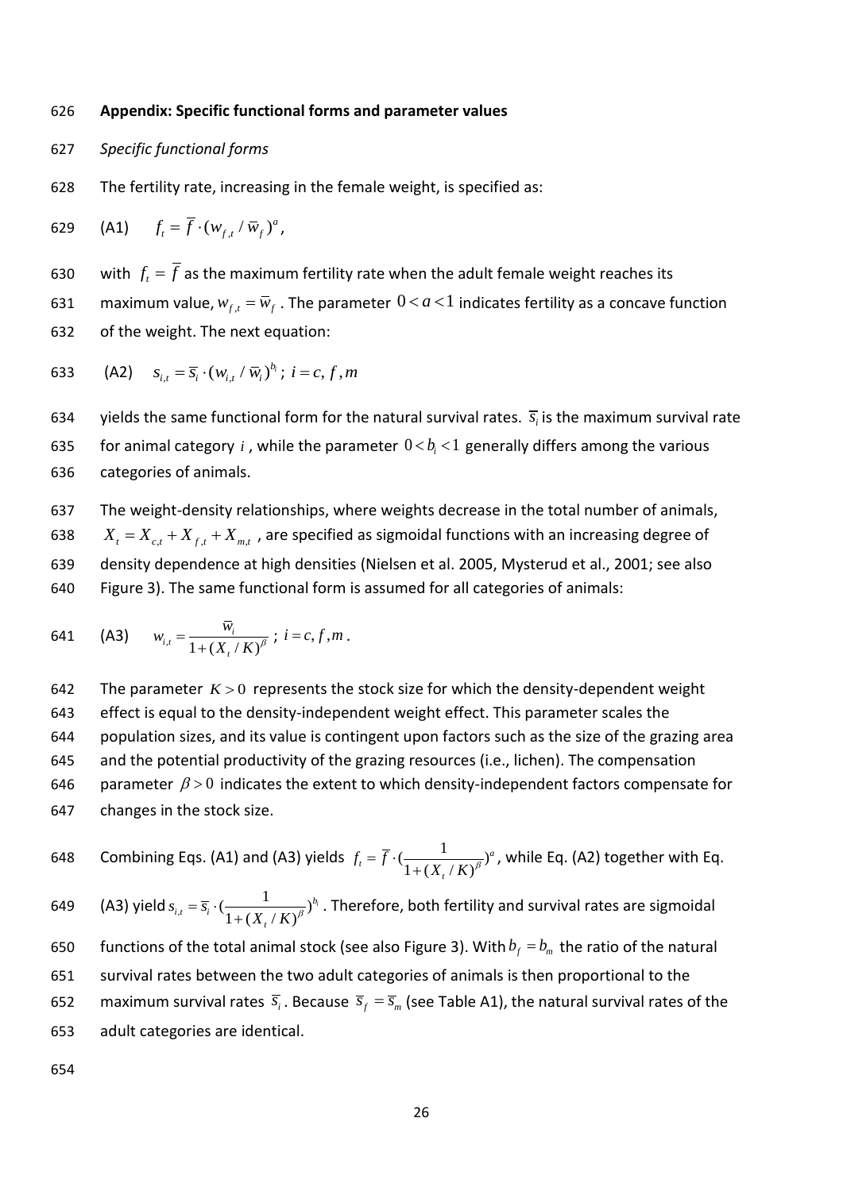## Appendix: Specific functional forms and parameter values

*Specific functional forms*

The fertility rate, increasing in the female weight, is specified as:

$$\text{(A1)} \quad f_t = \bar{f} \cdot (w_{f,t} / \bar{w}_f)^a,$$

with $f_t = \bar{f}$ as the maximum fertility rate when the adult female weight reaches its maximum value, $w_{f,t} = \bar{w}_f$. The parameter $0 < a < 1$ indicates fertility as a concave function of the weight. The next equation:

$$\text{(A2)} \quad s_{i,t} = \bar{s}_i \cdot (w_{i,t} / \bar{w}_i)^{b_i}; \; i = c, f, m$$

yields the same functional form for the natural survival rates. $\bar{s}_i$ is the maximum survival rate for animal category $i$, while the parameter $0 < b_i < 1$ generally differs among the various categories of animals.

The weight-density relationships, where weights decrease in the total number of animals, $X_t = X_{c,t} + X_{f,t} + X_{m,t}$, are specified as sigmoidal functions with an increasing degree of density dependence at high densities (Nielsen et al. 2005, Mysterud et al., 2001; see also Figure 3). The same functional form is assumed for all categories of animals:

$$\text{(A3)} \quad w_{i,t} = \frac{\bar{w}_i}{1 + (X_t / K)^{\beta}}; \; i = c, f, m.$$

The parameter $K > 0$ represents the stock size for which the density-dependent weight effect is equal to the density-independent weight effect. This parameter scales the population sizes, and its value is contingent upon factors such as the size of the grazing area and the potential productivity of the grazing resources (i.e., lichen). The compensation parameter $\beta > 0$ indicates the extent to which density-independent factors compensate for changes in the stock size.

Combining Eqs. (A1) and (A3) yields $f_t = \bar{f} \cdot (\frac{1}{1 + (X_t / K)^{\beta}})^a$, while Eq. (A2) together with Eq. (A3) yield $s_{i,t} = \bar{s}_i \cdot (\frac{1}{1 + (X_t / K)^{\beta}})^{b_i}$. Therefore, both fertility and survival rates are sigmoidal functions of the total animal stock (see also Figure 3). With $b_f = b_m$ the ratio of the natural survival rates between the two adult categories of animals is then proportional to the maximum survival rates $\bar{s}_i$. Because $\bar{s}_f = \bar{s}_m$ (see Table A1), the natural survival rates of the adult categories are identical.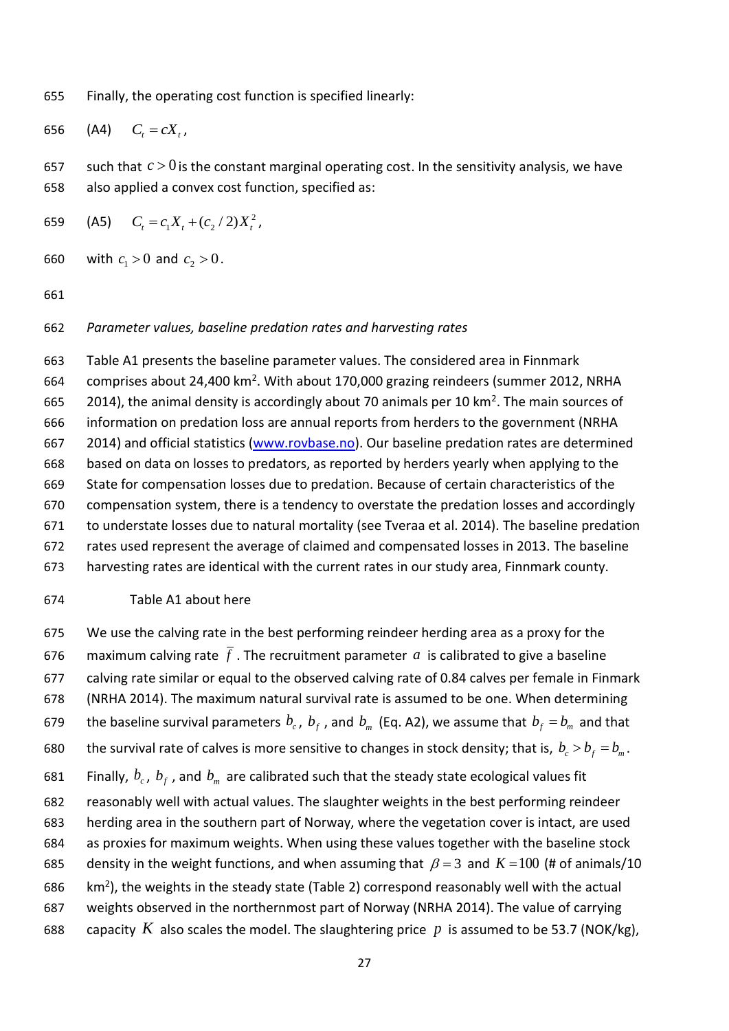Finally, the operating cost function is specified linearly:

(A4) $C_t = cX_t$,

such that $c > 0$ is the constant marginal operating cost. In the sensitivity analysis, we have also applied a convex cost function, specified as:

(A5) $C_t = c_1 X_t + (c_2 / 2) X_t^2$,

with $c_1 > 0$ and $c_2 > 0$.

*Parameter values, baseline predation rates and harvesting rates*

Table A1 presents the baseline parameter values. The considered area in Finnmark comprises about 24,400 km$^2$. With about 170,000 grazing reindeers (summer 2012, NRHA 2014), the animal density is accordingly about 70 animals per 10 km$^2$. The main sources of information on predation loss are annual reports from herders to the government (NRHA 2014) and official statistics (www.rovbase.no). Our baseline predation rates are determined based on data on losses to predators, as reported by herders yearly when applying to the State for compensation losses due to predation. Because of certain characteristics of the compensation system, there is a tendency to overstate the predation losses and accordingly to understate losses due to natural mortality (see Tveraa et al. 2014). The baseline predation rates used represent the average of claimed and compensated losses in 2013. The baseline harvesting rates are identical with the current rates in our study area, Finnmark county.

Table A1 about here

We use the calving rate in the best performing reindeer herding area as a proxy for the maximum calving rate $\bar{f}$. The recruitment parameter $a$ is calibrated to give a baseline calving rate similar or equal to the observed calving rate of 0.84 calves per female in Finnmark (NRHA 2014). The maximum natural survival rate is assumed to be one. When determining the baseline survival parameters $b_c$, $b_f$, and $b_m$ (Eq. A2), we assume that $b_f = b_m$ and that the survival rate of calves is more sensitive to changes in stock density; that is, $b_c > b_f = b_m$. Finally, $b_c$, $b_f$, and $b_m$ are calibrated such that the steady state ecological values fit reasonably well with actual values. The slaughter weights in the best performing reindeer herding area in the southern part of Norway, where the vegetation cover is intact, are used as proxies for maximum weights. When using these values together with the baseline stock density in the weight functions, and when assuming that $\beta = 3$ and $K = 100$ (# of animals/10 km$^2$), the weights in the steady state (Table 2) correspond reasonably well with the actual weights observed in the northernmost part of Norway (NRHA 2014). The value of carrying capacity $K$ also scales the model. The slaughtering price $p$ is assumed to be 53.7 (NOK/kg),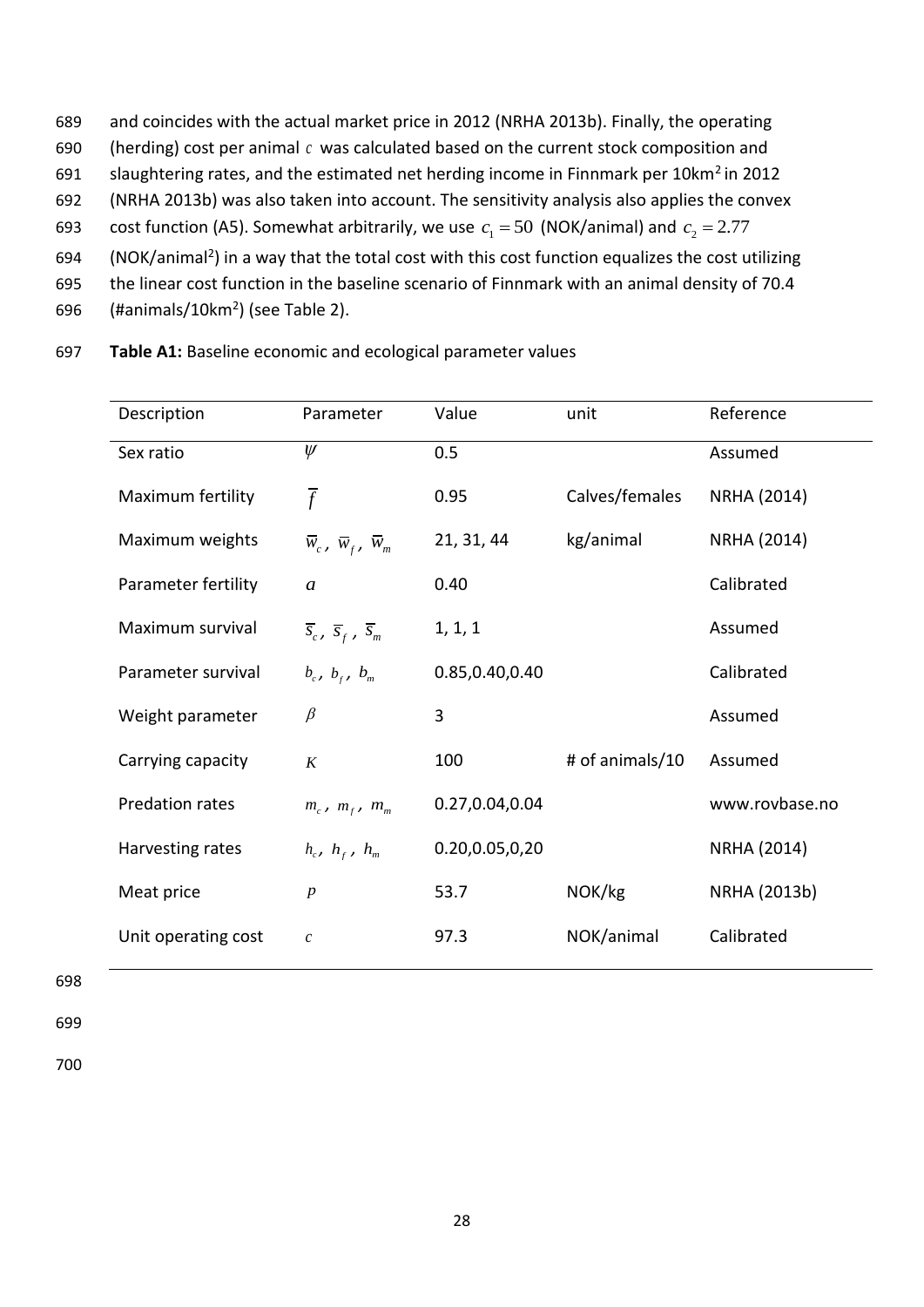and coincides with the actual market price in 2012 (NRHA 2013b). Finally, the operating (herding) cost per animal $c$ was calculated based on the current stock composition and slaughtering rates, and the estimated net herding income in Finnmark per 10km$^2$ in 2012 (NRHA 2013b) was also taken into account. The sensitivity analysis also applies the convex cost function (A5). Somewhat arbitrarily, we use $c_1 = 50$ (NOK/animal) and $c_2 = 2.77$ (NOK/animal$^2$) in a way that the total cost with this cost function equalizes the cost utilizing the linear cost function in the baseline scenario of Finnmark with an animal density of 70.4 (#animals/10km$^2$) (see Table 2).

**Table A1:** Baseline economic and ecological parameter values

| Description | Parameter | Value | unit | Reference |
|---|---|---|---|---|
| Sex ratio | $\psi$ | 0.5 | | Assumed |
| Maximum fertility | $\overline{f}$ | 0.95 | Calves/females | NRHA (2014) |
| Maximum weights | $\overline{w}_c$, $\overline{w}_f$, $\overline{w}_m$ | 21, 31, 44 | kg/animal | NRHA (2014) |
| Parameter fertility | $a$ | 0.40 | | Calibrated |
| Maximum survival | $\overline{s}_c$, $\overline{s}_f$, $\overline{s}_m$ | 1, 1, 1 | | Assumed |
| Parameter survival | $b_c$, $b_f$, $b_m$ | 0.85,0.40,0.40 | | Calibrated |
| Weight parameter | $\beta$ | 3 | | Assumed |
| Carrying capacity | $K$ | 100 | # of animals/10 | Assumed |
| Predation rates | $m_c$, $m_f$, $m_m$ | 0.27,0.04,0.04 | | www.rovbase.no |
| Harvesting rates | $h_c$, $h_f$, $h_m$ | 0.20,0.05,0,20 | | NRHA (2014) |
| Meat price | $p$ | 53.7 | NOK/kg | NRHA (2013b) |
| Unit operating cost | $c$ | 97.3 | NOK/animal | Calibrated |